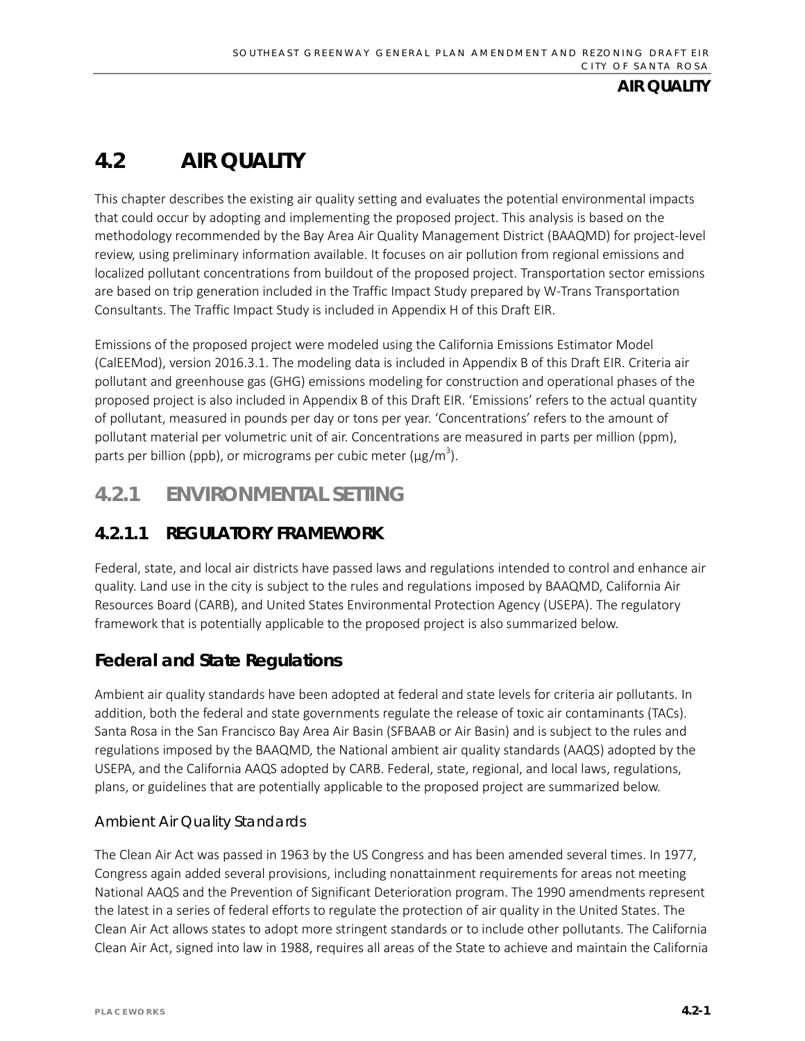# 4.2 AIR QUALITY

This chapter describes the existing air quality setting and evaluates the potential environmental impacts that could occur by adopting and implementing the proposed project. This analysis is based on the methodology recommended by the Bay Area Air Quality Management District (BAAQMD) for project-level review, using preliminary information available. It focuses on air pollution from regional emissions and localized pollutant concentrations from buildout of the proposed project. Transportation sector emissions are based on trip generation included in the Traffic Impact Study prepared by W-Trans Transportation Consultants. The Traffic Impact Study is included in Appendix H of this Draft EIR.

Emissions of the proposed project were modeled using the California Emissions Estimator Model (CalEEMod), version 2016.3.1. The modeling data is included in Appendix B of this Draft EIR. Criteria air pollutant and greenhouse gas (GHG) emissions modeling for construction and operational phases of the proposed project is also included in Appendix B of this Draft EIR. 'Emissions' refers to the actual quantity of pollutant, measured in pounds per day or tons per year. 'Concentrations' refers to the amount of pollutant material per volumetric unit of air. Concentrations are measured in parts per million (ppm), parts per billion (ppb), or micrograms per cubic meter ($\mu g/m^3$).

## 4.2.1 ENVIRONMENTAL SETTING

### 4.2.1.1 REGULATORY FRAMEWORK

Federal, state, and local air districts have passed laws and regulations intended to control and enhance air quality. Land use in the city is subject to the rules and regulations imposed by BAAQMD, California Air Resources Board (CARB), and United States Environmental Protection Agency (USEPA). The regulatory framework that is potentially applicable to the proposed project is also summarized below.

### Federal and State Regulations

Ambient air quality standards have been adopted at federal and state levels for criteria air pollutants. In addition, both the federal and state governments regulate the release of toxic air contaminants (TACs). Santa Rosa in the San Francisco Bay Area Air Basin (SFBAAB or Air Basin) and is subject to the rules and regulations imposed by the BAAQMD, the National ambient air quality standards (AAQS) adopted by the USEPA, and the California AAQS adopted by CARB. Federal, state, regional, and local laws, regulations, plans, or guidelines that are potentially applicable to the proposed project are summarized below.

#### Ambient Air Quality Standards

The Clean Air Act was passed in 1963 by the US Congress and has been amended several times. In 1977, Congress again added several provisions, including nonattainment requirements for areas not meeting National AAQS and the Prevention of Significant Deterioration program. The 1990 amendments represent the latest in a series of federal efforts to regulate the protection of air quality in the United States. The Clean Air Act allows states to adopt more stringent standards or to include other pollutants. The California Clean Air Act, signed into law in 1988, requires all areas of the State to achieve and maintain the California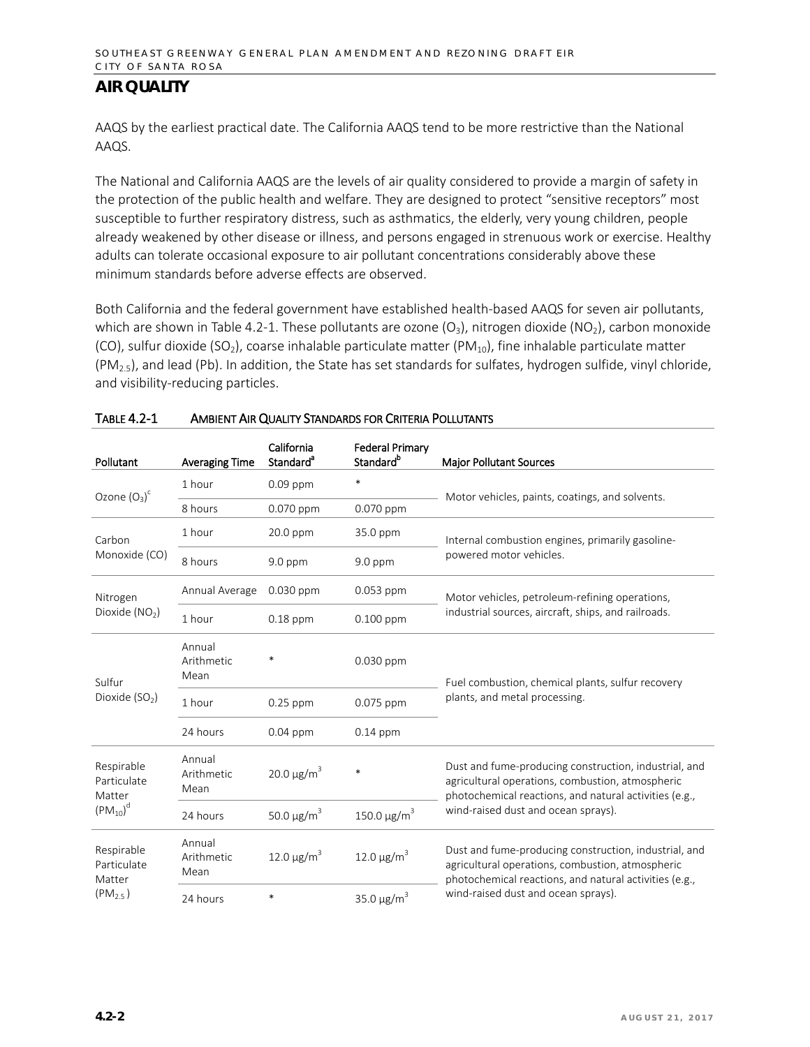## AIR QUALITY

AAQS by the earliest practical date. The California AAQS tend to be more restrictive than the National AAQS.

The National and California AAQS are the levels of air quality considered to provide a margin of safety in the protection of the public health and welfare. They are designed to protect "sensitive receptors" most susceptible to further respiratory distress, such as asthmatics, the elderly, very young children, people already weakened by other disease or illness, and persons engaged in strenuous work or exercise. Healthy adults can tolerate occasional exposure to air pollutant concentrations considerably above these minimum standards before adverse effects are observed.

Both California and the federal government have established health-based AAQS for seven air pollutants, which are shown in Table 4.2-1. These pollutants are ozone ($O_3$), nitrogen dioxide ($NO_2$), carbon monoxide (CO), sulfur dioxide ($SO_2$), coarse inhalable particulate matter ($PM_{10}$), fine inhalable particulate matter ($PM_{2.5}$), and lead (Pb). In addition, the State has set standards for sulfates, hydrogen sulfide, vinyl chloride, and visibility-reducing particles.

TABLE 4.2-1 AMBIENT AIR QUALITY STANDARDS FOR CRITERIA POLLUTANTS

| Pollutant | Averaging Time | California Standard[a] | Federal Primary Standard[b] | Major Pollutant Sources |
|---|---|---|---|---|
| Ozone ($O_3$)[c] | 1 hour | 0.09 ppm | * | Motor vehicles, paints, coatings, and solvents. |
| | 8 hours | 0.070 ppm | 0.070 ppm | |
| Carbon Monoxide (CO) | 1 hour | 20.0 ppm | 35.0 ppm | Internal combustion engines, primarily gasoline-powered motor vehicles. |
| | 8 hours | 9.0 ppm | 9.0 ppm | |
| Nitrogen Dioxide ($NO_2$) | Annual Average | 0.030 ppm | 0.053 ppm | Motor vehicles, petroleum-refining operations, industrial sources, aircraft, ships, and railroads. |
| | 1 hour | 0.18 ppm | 0.100 ppm | |
| Sulfur Dioxide ($SO_2$) | Annual Arithmetic Mean | * | 0.030 ppm | Fuel combustion, chemical plants, sulfur recovery plants, and metal processing. |
| | 1 hour | 0.25 ppm | 0.075 ppm | |
| | 24 hours | 0.04 ppm | 0.14 ppm | |
| Respirable Particulate Matter ($PM_{10}$)[d] | Annual Arithmetic Mean | 20.0 μg/m³ | * | Dust and fume-producing construction, industrial, and agricultural operations, combustion, atmospheric photochemical reactions, and natural activities (e.g., wind-raised dust and ocean sprays). |
| | 24 hours | 50.0 μg/m³ | 150.0 μg/m³ | |
| Respirable Particulate Matter ($PM_{2.5}$) | Annual Arithmetic Mean | 12.0 μg/m³ | 12.0 μg/m³ | Dust and fume-producing construction, industrial, and agricultural operations, combustion, atmospheric photochemical reactions, and natural activities (e.g., wind-raised dust and ocean sprays). |
| | 24 hours | * | 35.0 μg/m³ | |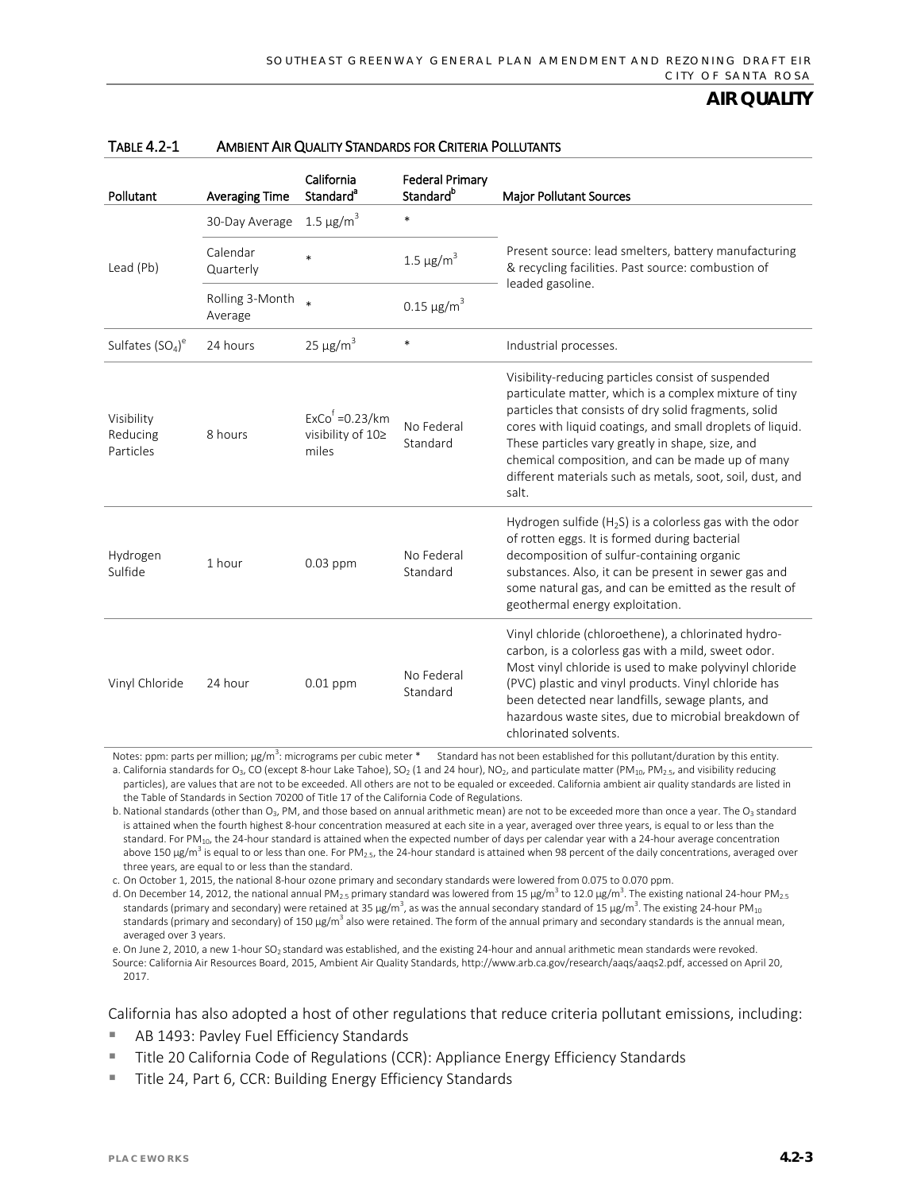## AIR QUALITY

TABLE 4.2-1 AMBIENT AIR QUALITY STANDARDS FOR CRITERIA POLLUTANTS

| Pollutant | Averaging Time | California Standard[a] | Federal Primary Standard[b] | Major Pollutant Sources |
|---|---|---|---|---|
| Lead (Pb) | 30-Day Average | 1.5 $\mu g/m^3$ | * | Present source: lead smelters, battery manufacturing & recycling facilities. Past source: combustion of leaded gasoline. |
| | Calendar Quarterly | * | 1.5 $\mu g/m^3$ | |
| | Rolling 3-Month Average | * | 0.15 $\mu g/m^3$ | |
| Sulfates ($SO_4$)[e] | 24 hours | 25 $\mu g/m^3$ | * | Industrial processes. |
| Visibility Reducing Particles | 8 hours | ExCo[f] =0.23/km visibility of 10≥ miles | No Federal Standard | Visibility-reducing particles consist of suspended particulate matter, which is a complex mixture of tiny particles that consists of dry solid fragments, solid cores with liquid coatings, and small droplets of liquid. These particles vary greatly in shape, size, and chemical composition, and can be made up of many different materials such as metals, soot, soil, dust, and salt. |
| Hydrogen Sulfide | 1 hour | 0.03 ppm | No Federal Standard | Hydrogen sulfide ($H_2S$) is a colorless gas with the odor of rotten eggs. It is formed during bacterial decomposition of sulfur-containing organic substances. Also, it can be present in sewer gas and some natural gas, and can be emitted as the result of geothermal energy exploitation. |
| Vinyl Chloride | 24 hour | 0.01 ppm | No Federal Standard | Vinyl chloride (chloroethene), a chlorinated hydro-carbon, is a colorless gas with a mild, sweet odor. Most vinyl chloride is used to make polyvinyl chloride (PVC) plastic and vinyl products. Vinyl chloride has been detected near landfills, sewage plants, and hazardous waste sites, due to microbial breakdown of chlorinated solvents. |

Notes: ppm: parts per million; $\mu g/m^3$: micrograms per cubic meter * Standard has not been established for this pollutant/duration by this entity.

a. California standards for $O_3$, CO (except 8-hour Lake Tahoe), $SO_2$ (1 and 24 hour), $NO_2$, and particulate matter ($PM_{10}$, $PM_{2.5}$, and visibility reducing particles), are values that are not to be exceeded. All others are not to be equaled or exceeded. California ambient air quality standards are listed in the Table of Standards in Section 70200 of Title 17 of the California Code of Regulations.

b. National standards (other than $O_3$, PM, and those based on annual arithmetic mean) are not to be exceeded more than once a year. The $O_3$ standard is attained when the fourth highest 8-hour concentration measured at each site in a year, averaged over three years, is equal to or less than the standard. For $PM_{10}$, the 24-hour standard is attained when the expected number of days per calendar year with a 24-hour average concentration above 150 $\mu g/m^3$ is equal to or less than one. For $PM_{2.5}$, the 24-hour standard is attained when 98 percent of the daily concentrations, averaged over three years, are equal to or less than the standard.

c. On October 1, 2015, the national 8-hour ozone primary and secondary standards were lowered from 0.075 to 0.070 ppm.

d. On December 14, 2012, the national annual $PM_{2.5}$ primary standard was lowered from 15 $\mu g/m^3$ to 12.0 $\mu g/m^3$. The existing national 24-hour $PM_{2.5}$ standards (primary and secondary) were retained at 35 $\mu g/m^3$, as was the annual secondary standard of 15 $\mu g/m^3$. The existing 24-hour $PM_{10}$ standards (primary and secondary) of 150 $\mu g/m^3$ also were retained. The form of the annual primary and secondary standards is the annual mean, averaged over 3 years.

e. On June 2, 2010, a new 1-hour $SO_2$ standard was established, and the existing 24-hour and annual arithmetic mean standards were revoked.

Source: California Air Resources Board, 2015, Ambient Air Quality Standards, http://www.arb.ca.gov/research/aaqs/aaqs2.pdf, accessed on April 20, 2017.

California has also adopted a host of other regulations that reduce criteria pollutant emissions, including:

- AB 1493: Pavley Fuel Efficiency Standards
- Title 20 California Code of Regulations (CCR): Appliance Energy Efficiency Standards
- Title 24, Part 6, CCR: Building Energy Efficiency Standards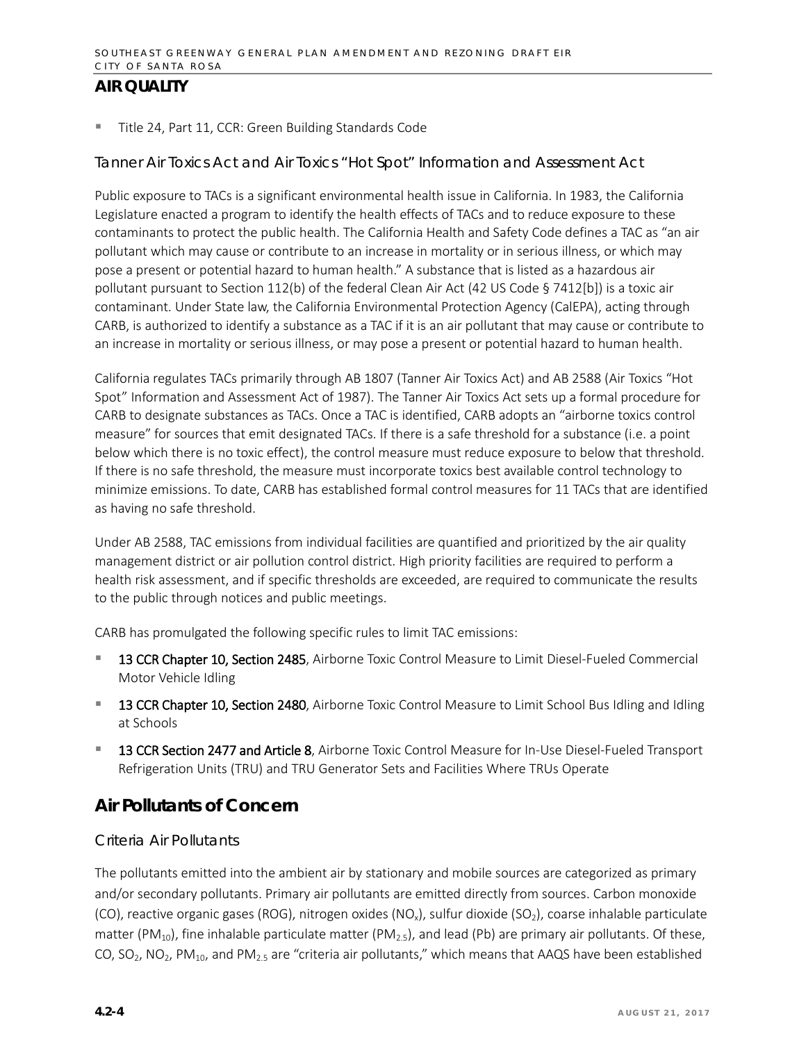- Title 24, Part 11, CCR: Green Building Standards Code

### Tanner Air Toxics Act and Air Toxics "Hot Spot" Information and Assessment Act

Public exposure to TACs is a significant environmental health issue in California. In 1983, the California Legislature enacted a program to identify the health effects of TACs and to reduce exposure to these contaminants to protect the public health. The California Health and Safety Code defines a TAC as "an air pollutant which may cause or contribute to an increase in mortality or in serious illness, or which may pose a present or potential hazard to human health." A substance that is listed as a hazardous air pollutant pursuant to Section 112(b) of the federal Clean Air Act (42 US Code § 7412[b]) is a toxic air contaminant. Under State law, the California Environmental Protection Agency (CalEPA), acting through CARB, is authorized to identify a substance as a TAC if it is an air pollutant that may cause or contribute to an increase in mortality or serious illness, or may pose a present or potential hazard to human health.

California regulates TACs primarily through AB 1807 (Tanner Air Toxics Act) and AB 2588 (Air Toxics "Hot Spot" Information and Assessment Act of 1987). The Tanner Air Toxics Act sets up a formal procedure for CARB to designate substances as TACs. Once a TAC is identified, CARB adopts an "airborne toxics control measure" for sources that emit designated TACs. If there is a safe threshold for a substance (i.e. a point below which there is no toxic effect), the control measure must reduce exposure to below that threshold. If there is no safe threshold, the measure must incorporate toxics best available control technology to minimize emissions. To date, CARB has established formal control measures for 11 TACs that are identified as having no safe threshold.

Under AB 2588, TAC emissions from individual facilities are quantified and prioritized by the air quality management district or air pollution control district. High priority facilities are required to perform a health risk assessment, and if specific thresholds are exceeded, are required to communicate the results to the public through notices and public meetings.

CARB has promulgated the following specific rules to limit TAC emissions:

- **13 CCR Chapter 10, Section 2485**, Airborne Toxic Control Measure to Limit Diesel-Fueled Commercial Motor Vehicle Idling
- **13 CCR Chapter 10, Section 2480**, Airborne Toxic Control Measure to Limit School Bus Idling and Idling at Schools
- **13 CCR Section 2477 and Article 8**, Airborne Toxic Control Measure for In-Use Diesel-Fueled Transport Refrigeration Units (TRU) and TRU Generator Sets and Facilities Where TRUs Operate

## Air Pollutants of Concern

### Criteria Air Pollutants

The pollutants emitted into the ambient air by stationary and mobile sources are categorized as primary and/or secondary pollutants. Primary air pollutants are emitted directly from sources. Carbon monoxide (CO), reactive organic gases (ROG), nitrogen oxides ($NO_x$), sulfur dioxide ($SO_2$), coarse inhalable particulate matter ($PM_{10}$), fine inhalable particulate matter ($PM_{2.5}$), and lead (Pb) are primary air pollutants. Of these, CO, $SO_2$, $NO_2$, $PM_{10}$, and $PM_{2.5}$ are "criteria air pollutants," which means that AAQS have been established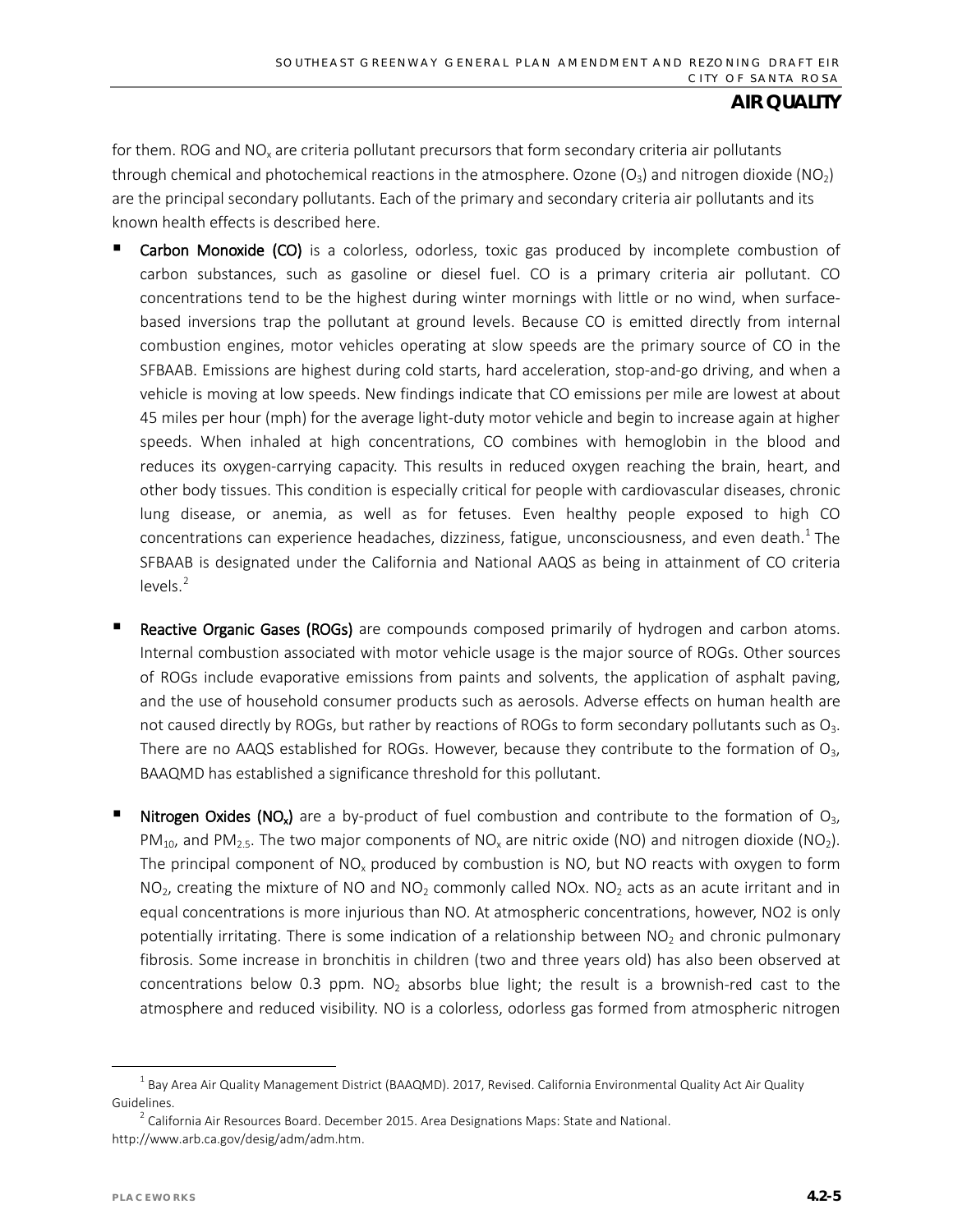for them. ROG and $NO_x$ are criteria pollutant precursors that form secondary criteria air pollutants through chemical and photochemical reactions in the atmosphere. Ozone ($O_3$) and nitrogen dioxide ($NO_2$) are the principal secondary pollutants. Each of the primary and secondary criteria air pollutants and its known health effects is described here.

- **Carbon Monoxide (CO)** is a colorless, odorless, toxic gas produced by incomplete combustion of carbon substances, such as gasoline or diesel fuel. CO is a primary criteria air pollutant. CO concentrations tend to be the highest during winter mornings with little or no wind, when surface-based inversions trap the pollutant at ground levels. Because CO is emitted directly from internal combustion engines, motor vehicles operating at slow speeds are the primary source of CO in the SFBAAB. Emissions are highest during cold starts, hard acceleration, stop-and-go driving, and when a vehicle is moving at low speeds. New findings indicate that CO emissions per mile are lowest at about 45 miles per hour (mph) for the average light-duty motor vehicle and begin to increase again at higher speeds. When inhaled at high concentrations, CO combines with hemoglobin in the blood and reduces its oxygen-carrying capacity. This results in reduced oxygen reaching the brain, heart, and other body tissues. This condition is especially critical for people with cardiovascular diseases, chronic lung disease, or anemia, as well as for fetuses. Even healthy people exposed to high CO concentrations can experience headaches, dizziness, fatigue, unconsciousness, and even death.[1] The SFBAAB is designated under the California and National AAQS as being in attainment of CO criteria levels.[2]

- **Reactive Organic Gases (ROGs)** are compounds composed primarily of hydrogen and carbon atoms. Internal combustion associated with motor vehicle usage is the major source of ROGs. Other sources of ROGs include evaporative emissions from paints and solvents, the application of asphalt paving, and the use of household consumer products such as aerosols. Adverse effects on human health are not caused directly by ROGs, but rather by reactions of ROGs to form secondary pollutants such as $O_3$. There are no AAQS established for ROGs. However, because they contribute to the formation of $O_3$, BAAQMD has established a significance threshold for this pollutant.

- **Nitrogen Oxides ($NO_x$)** are a by-product of fuel combustion and contribute to the formation of $O_3$, $PM_{10}$, and $PM_{2.5}$. The two major components of $NO_x$ are nitric oxide (NO) and nitrogen dioxide ($NO_2$). The principal component of $NO_x$ produced by combustion is NO, but NO reacts with oxygen to form $NO_2$, creating the mixture of NO and $NO_2$ commonly called NOx. $NO_2$ acts as an acute irritant and in equal concentrations is more injurious than NO. At atmospheric concentrations, however, NO2 is only potentially irritating. There is some indication of a relationship between $NO_2$ and chronic pulmonary fibrosis. Some increase in bronchitis in children (two and three years old) has also been observed at concentrations below 0.3 ppm. $NO_2$ absorbs blue light; the result is a brownish-red cast to the atmosphere and reduced visibility. NO is a colorless, odorless gas formed from atmospheric nitrogen

---

[1] Bay Area Air Quality Management District (BAAQMD). 2017, Revised. California Environmental Quality Act Air Quality Guidelines.

[2] California Air Resources Board. December 2015. Area Designations Maps: State and National. http://www.arb.ca.gov/desig/adm/adm.htm.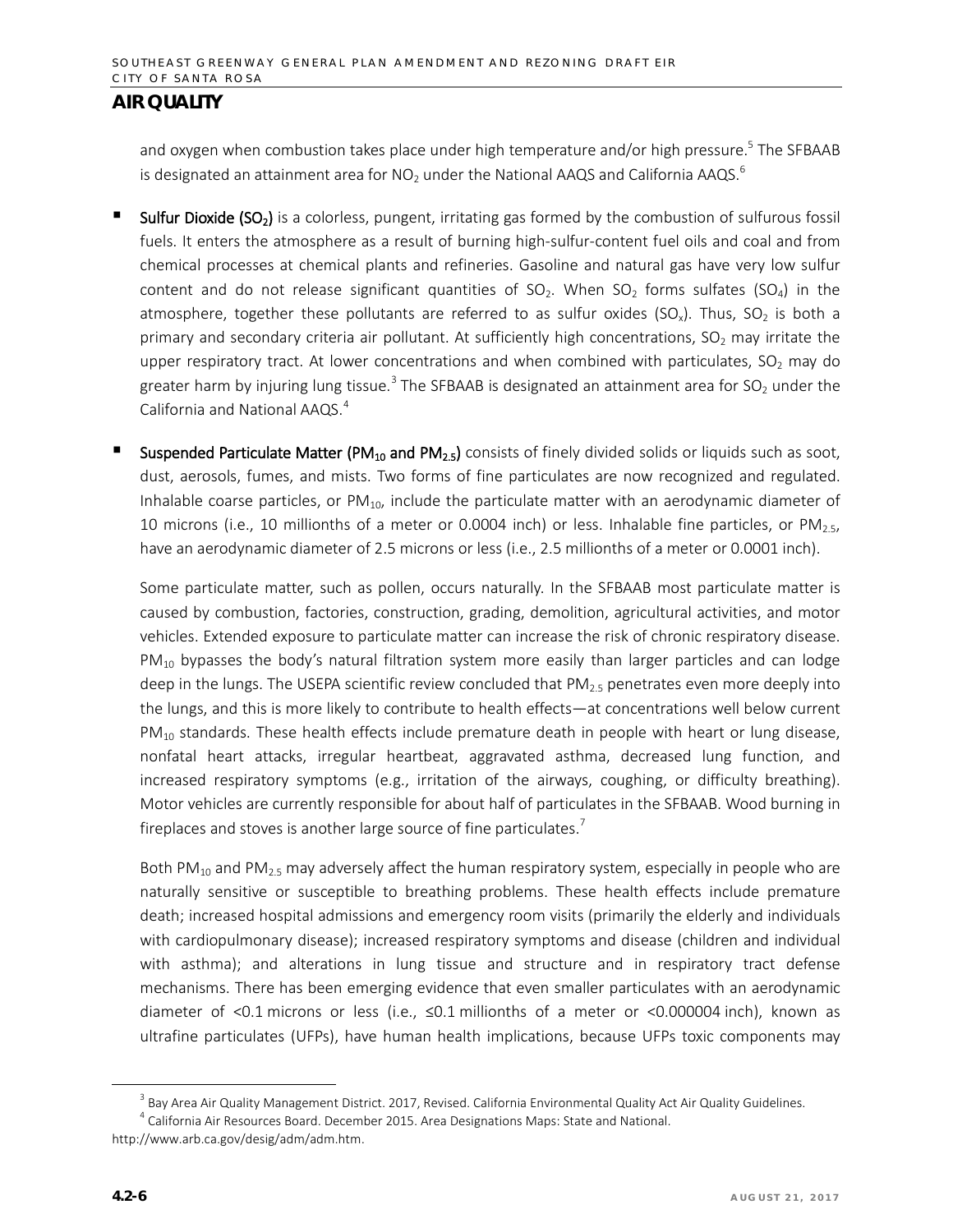## AIR QUALITY

and oxygen when combustion takes place under high temperature and/or high pressure.[5] The SFBAAB is designated an attainment area for $NO_2$ under the National AAQS and California AAQS.[6]

- **Sulfur Dioxide ($SO_2$)** is a colorless, pungent, irritating gas formed by the combustion of sulfurous fossil fuels. It enters the atmosphere as a result of burning high-sulfur-content fuel oils and coal and from chemical processes at chemical plants and refineries. Gasoline and natural gas have very low sulfur content and do not release significant quantities of $SO_2$. When $SO_2$ forms sulfates ($SO_4$) in the atmosphere, together these pollutants are referred to as sulfur oxides ($SO_x$). Thus, $SO_2$ is both a primary and secondary criteria air pollutant. At sufficiently high concentrations, $SO_2$ may irritate the upper respiratory tract. At lower concentrations and when combined with particulates, $SO_2$ may do greater harm by injuring lung tissue.[3] The SFBAAB is designated an attainment area for $SO_2$ under the California and National AAQS.[4]

- **Suspended Particulate Matter ($PM_{10}$ and $PM_{2.5}$)** consists of finely divided solids or liquids such as soot, dust, aerosols, fumes, and mists. Two forms of fine particulates are now recognized and regulated. Inhalable coarse particles, or $PM_{10}$, include the particulate matter with an aerodynamic diameter of 10 microns (i.e., 10 millionths of a meter or 0.0004 inch) or less. Inhalable fine particles, or $PM_{2.5}$, have an aerodynamic diameter of 2.5 microns or less (i.e., 2.5 millionths of a meter or 0.0001 inch).

  Some particulate matter, such as pollen, occurs naturally. In the SFBAAB most particulate matter is caused by combustion, factories, construction, grading, demolition, agricultural activities, and motor vehicles. Extended exposure to particulate matter can increase the risk of chronic respiratory disease. $PM_{10}$ bypasses the body's natural filtration system more easily than larger particles and can lodge deep in the lungs. The USEPA scientific review concluded that $PM_{2.5}$ penetrates even more deeply into the lungs, and this is more likely to contribute to health effects—at concentrations well below current $PM_{10}$ standards. These health effects include premature death in people with heart or lung disease, nonfatal heart attacks, irregular heartbeat, aggravated asthma, decreased lung function, and increased respiratory symptoms (e.g., irritation of the airways, coughing, or difficulty breathing). Motor vehicles are currently responsible for about half of particulates in the SFBAAB. Wood burning in fireplaces and stoves is another large source of fine particulates.[7]

  Both $PM_{10}$ and $PM_{2.5}$ may adversely affect the human respiratory system, especially in people who are naturally sensitive or susceptible to breathing problems. These health effects include premature death; increased hospital admissions and emergency room visits (primarily the elderly and individuals with cardiopulmonary disease); increased respiratory symptoms and disease (children and individual with asthma); and alterations in lung tissue and structure and in respiratory tract defense mechanisms. There has been emerging evidence that even smaller particulates with an aerodynamic diameter of <0.1 microns or less (i.e., ≤0.1 millionths of a meter or <0.000004 inch), known as ultrafine particulates (UFPs), have human health implications, because UFPs toxic components may

---

[3] Bay Area Air Quality Management District. 2017, Revised. California Environmental Quality Act Air Quality Guidelines.

[4] California Air Resources Board. December 2015. Area Designations Maps: State and National. http://www.arb.ca.gov/desig/adm/adm.htm.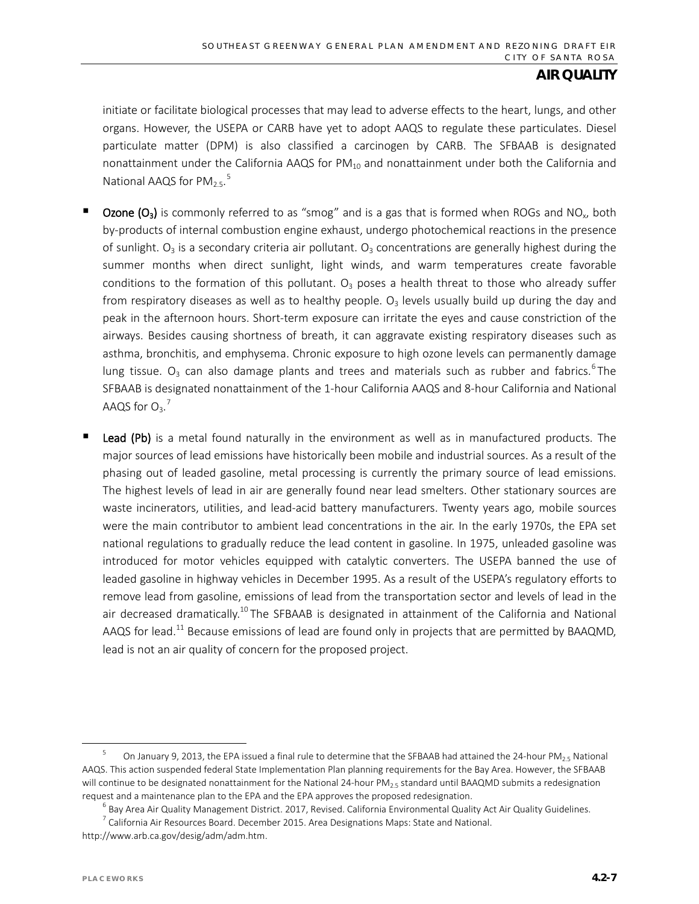initiate or facilitate biological processes that may lead to adverse effects to the heart, lungs, and other organs. However, the USEPA or CARB have yet to adopt AAQS to regulate these particulates. Diesel particulate matter (DPM) is also classified a carcinogen by CARB. The SFBAAB is designated nonattainment under the California AAQS for $PM_{10}$ and nonattainment under both the California and National AAQS for $PM_{2.5}$.[5]

- **Ozone ($O_3$)** is commonly referred to as "smog" and is a gas that is formed when ROGs and $NO_x$, both by-products of internal combustion engine exhaust, undergo photochemical reactions in the presence of sunlight. $O_3$ is a secondary criteria air pollutant. $O_3$ concentrations are generally highest during the summer months when direct sunlight, light winds, and warm temperatures create favorable conditions to the formation of this pollutant. $O_3$ poses a health threat to those who already suffer from respiratory diseases as well as to healthy people. $O_3$ levels usually build up during the day and peak in the afternoon hours. Short-term exposure can irritate the eyes and cause constriction of the airways. Besides causing shortness of breath, it can aggravate existing respiratory diseases such as asthma, bronchitis, and emphysema. Chronic exposure to high ozone levels can permanently damage lung tissue. $O_3$ can also damage plants and trees and materials such as rubber and fabrics.[6] The SFBAAB is designated nonattainment of the 1-hour California AAQS and 8-hour California and National AAQS for $O_3$.[7]

- **Lead (Pb)** is a metal found naturally in the environment as well as in manufactured products. The major sources of lead emissions have historically been mobile and industrial sources. As a result of the phasing out of leaded gasoline, metal processing is currently the primary source of lead emissions. The highest levels of lead in air are generally found near lead smelters. Other stationary sources are waste incinerators, utilities, and lead-acid battery manufacturers. Twenty years ago, mobile sources were the main contributor to ambient lead concentrations in the air. In the early 1970s, the EPA set national regulations to gradually reduce the lead content in gasoline. In 1975, unleaded gasoline was introduced for motor vehicles equipped with catalytic converters. The USEPA banned the use of leaded gasoline in highway vehicles in December 1995. As a result of the USEPA's regulatory efforts to remove lead from gasoline, emissions of lead from the transportation sector and levels of lead in the air decreased dramatically.[10] The SFBAAB is designated in attainment of the California and National AAQS for lead.[11] Because emissions of lead are found only in projects that are permitted by BAAQMD, lead is not an air quality of concern for the proposed project.

---

[5] On January 9, 2013, the EPA issued a final rule to determine that the SFBAAB had attained the 24-hour $PM_{2.5}$ National AAQS. This action suspended federal State Implementation Plan planning requirements for the Bay Area. However, the SFBAAB will continue to be designated nonattainment for the National 24-hour $PM_{2.5}$ standard until BAAQMD submits a redesignation request and a maintenance plan to the EPA and the EPA approves the proposed redesignation.

[6] Bay Area Air Quality Management District. 2017, Revised. California Environmental Quality Act Air Quality Guidelines.

[7] California Air Resources Board. December 2015. Area Designations Maps: State and National. http://www.arb.ca.gov/desig/adm/adm.htm.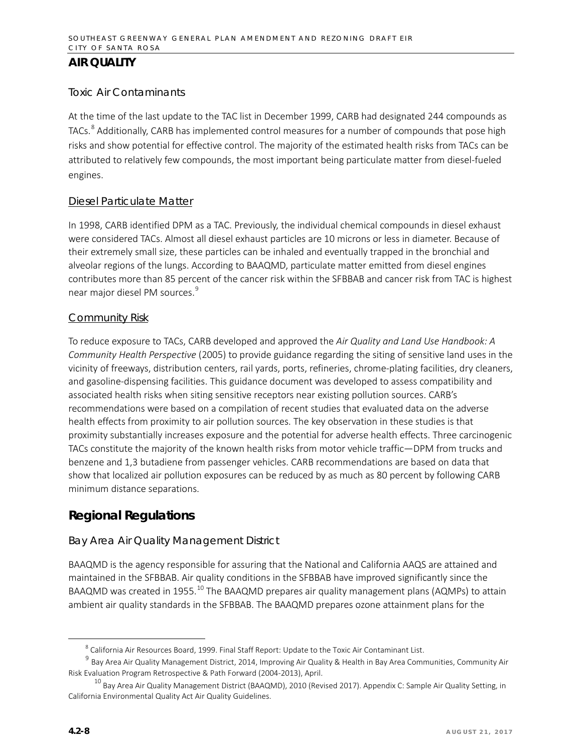## AIR QUALITY

### Toxic Air Contaminants

At the time of the last update to the TAC list in December 1999, CARB had designated 244 compounds as TACs.[8] Additionally, CARB has implemented control measures for a number of compounds that pose high risks and show potential for effective control. The majority of the estimated health risks from TACs can be attributed to relatively few compounds, the most important being particulate matter from diesel-fueled engines.

#### Diesel Particulate Matter

In 1998, CARB identified DPM as a TAC. Previously, the individual chemical compounds in diesel exhaust were considered TACs. Almost all diesel exhaust particles are 10 microns or less in diameter. Because of their extremely small size, these particles can be inhaled and eventually trapped in the bronchial and alveolar regions of the lungs. According to BAAQMD, particulate matter emitted from diesel engines contributes more than 85 percent of the cancer risk within the SFBBAB and cancer risk from TAC is highest near major diesel PM sources.[9]

#### Community Risk

To reduce exposure to TACs, CARB developed and approved the *Air Quality and Land Use Handbook: A Community Health Perspective* (2005) to provide guidance regarding the siting of sensitive land uses in the vicinity of freeways, distribution centers, rail yards, ports, refineries, chrome-plating facilities, dry cleaners, and gasoline-dispensing facilities. This guidance document was developed to assess compatibility and associated health risks when siting sensitive receptors near existing pollution sources. CARB's recommendations were based on a compilation of recent studies that evaluated data on the adverse health effects from proximity to air pollution sources. The key observation in these studies is that proximity substantially increases exposure and the potential for adverse health effects. Three carcinogenic TACs constitute the majority of the known health risks from motor vehicle traffic—DPM from trucks and benzene and 1,3 butadiene from passenger vehicles. CARB recommendations are based on data that show that localized air pollution exposures can be reduced by as much as 80 percent by following CARB minimum distance separations.

## Regional Regulations

### Bay Area Air Quality Management District

BAAQMD is the agency responsible for assuring that the National and California AAQS are attained and maintained in the SFBBAB. Air quality conditions in the SFBBAB have improved significantly since the BAAQMD was created in 1955.[10] The BAAQMD prepares air quality management plans (AQMPs) to attain ambient air quality standards in the SFBBAB. The BAAQMD prepares ozone attainment plans for the

---

[8] California Air Resources Board, 1999. Final Staff Report: Update to the Toxic Air Contaminant List.

[9] Bay Area Air Quality Management District, 2014, Improving Air Quality & Health in Bay Area Communities, Community Air Risk Evaluation Program Retrospective & Path Forward (2004-2013), April.

[10] Bay Area Air Quality Management District (BAAQMD), 2010 (Revised 2017). Appendix C: Sample Air Quality Setting, in California Environmental Quality Act Air Quality Guidelines.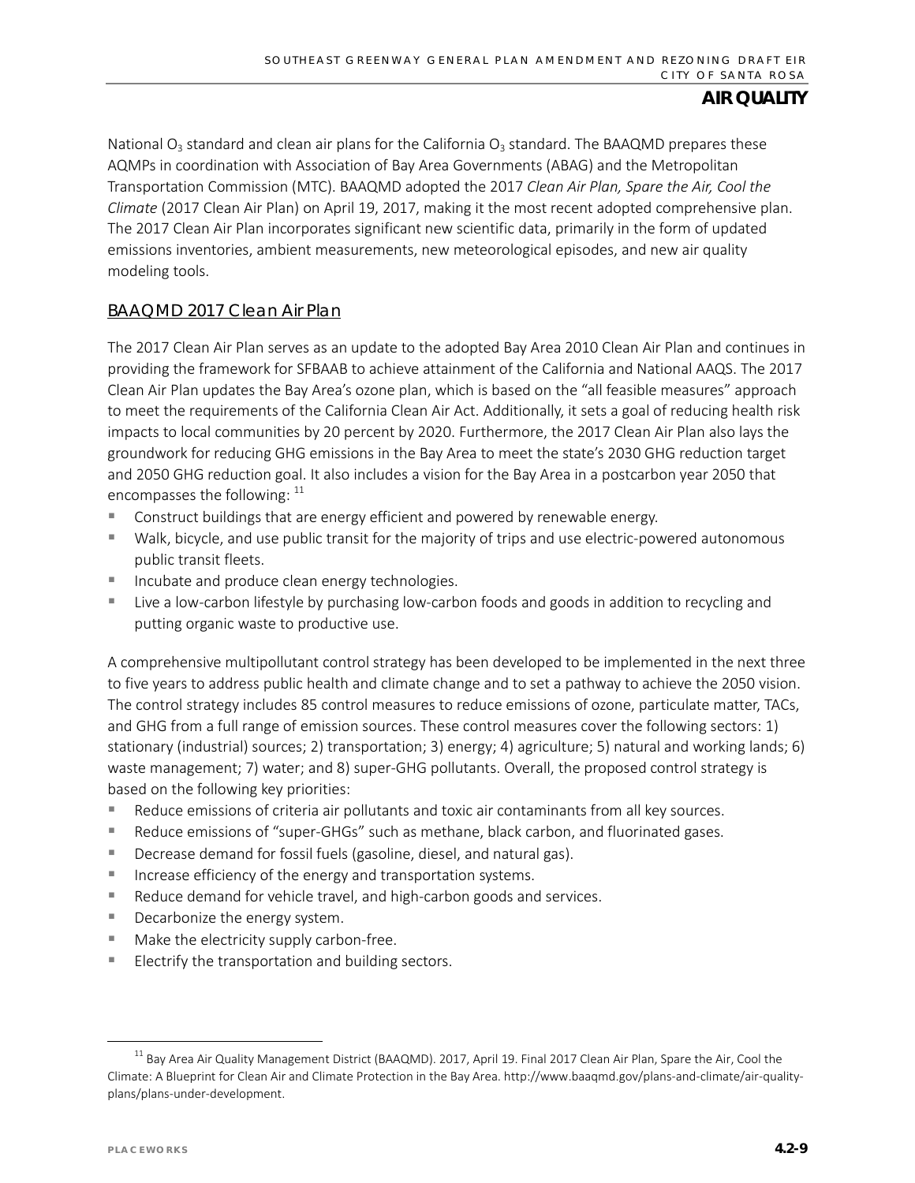National $O_3$ standard and clean air plans for the California $O_3$ standard. The BAAQMD prepares these AQMPs in coordination with Association of Bay Area Governments (ABAG) and the Metropolitan Transportation Commission (MTC). BAAQMD adopted the 2017 *Clean Air Plan, Spare the Air, Cool the Climate* (2017 Clean Air Plan) on April 19, 2017, making it the most recent adopted comprehensive plan. The 2017 Clean Air Plan incorporates significant new scientific data, primarily in the form of updated emissions inventories, ambient measurements, new meteorological episodes, and new air quality modeling tools.

### BAAQMD 2017 Clean Air Plan

The 2017 Clean Air Plan serves as an update to the adopted Bay Area 2010 Clean Air Plan and continues in providing the framework for SFBAAB to achieve attainment of the California and National AAQS. The 2017 Clean Air Plan updates the Bay Area's ozone plan, which is based on the "all feasible measures" approach to meet the requirements of the California Clean Air Act. Additionally, it sets a goal of reducing health risk impacts to local communities by 20 percent by 2020. Furthermore, the 2017 Clean Air Plan also lays the groundwork for reducing GHG emissions in the Bay Area to meet the state's 2030 GHG reduction target and 2050 GHG reduction goal. It also includes a vision for the Bay Area in a postcarbon year 2050 that encompasses the following: [11]

- Construct buildings that are energy efficient and powered by renewable energy.
- Walk, bicycle, and use public transit for the majority of trips and use electric-powered autonomous public transit fleets.
- Incubate and produce clean energy technologies.
- Live a low-carbon lifestyle by purchasing low-carbon foods and goods in addition to recycling and putting organic waste to productive use.

A comprehensive multipollutant control strategy has been developed to be implemented in the next three to five years to address public health and climate change and to set a pathway to achieve the 2050 vision. The control strategy includes 85 control measures to reduce emissions of ozone, particulate matter, TACs, and GHG from a full range of emission sources. These control measures cover the following sectors: 1) stationary (industrial) sources; 2) transportation; 3) energy; 4) agriculture; 5) natural and working lands; 6) waste management; 7) water; and 8) super-GHG pollutants. Overall, the proposed control strategy is based on the following key priorities:

- Reduce emissions of criteria air pollutants and toxic air contaminants from all key sources.
- Reduce emissions of "super-GHGs" such as methane, black carbon, and fluorinated gases.
- Decrease demand for fossil fuels (gasoline, diesel, and natural gas).
- Increase efficiency of the energy and transportation systems.
- Reduce demand for vehicle travel, and high-carbon goods and services.
- Decarbonize the energy system.
- Make the electricity supply carbon-free.
- Electrify the transportation and building sectors.

[11] Bay Area Air Quality Management District (BAAQMD). 2017, April 19. Final 2017 Clean Air Plan, Spare the Air, Cool the Climate: A Blueprint for Clean Air and Climate Protection in the Bay Area. http://www.baaqmd.gov/plans-and-climate/air-quality-plans/plans-under-development.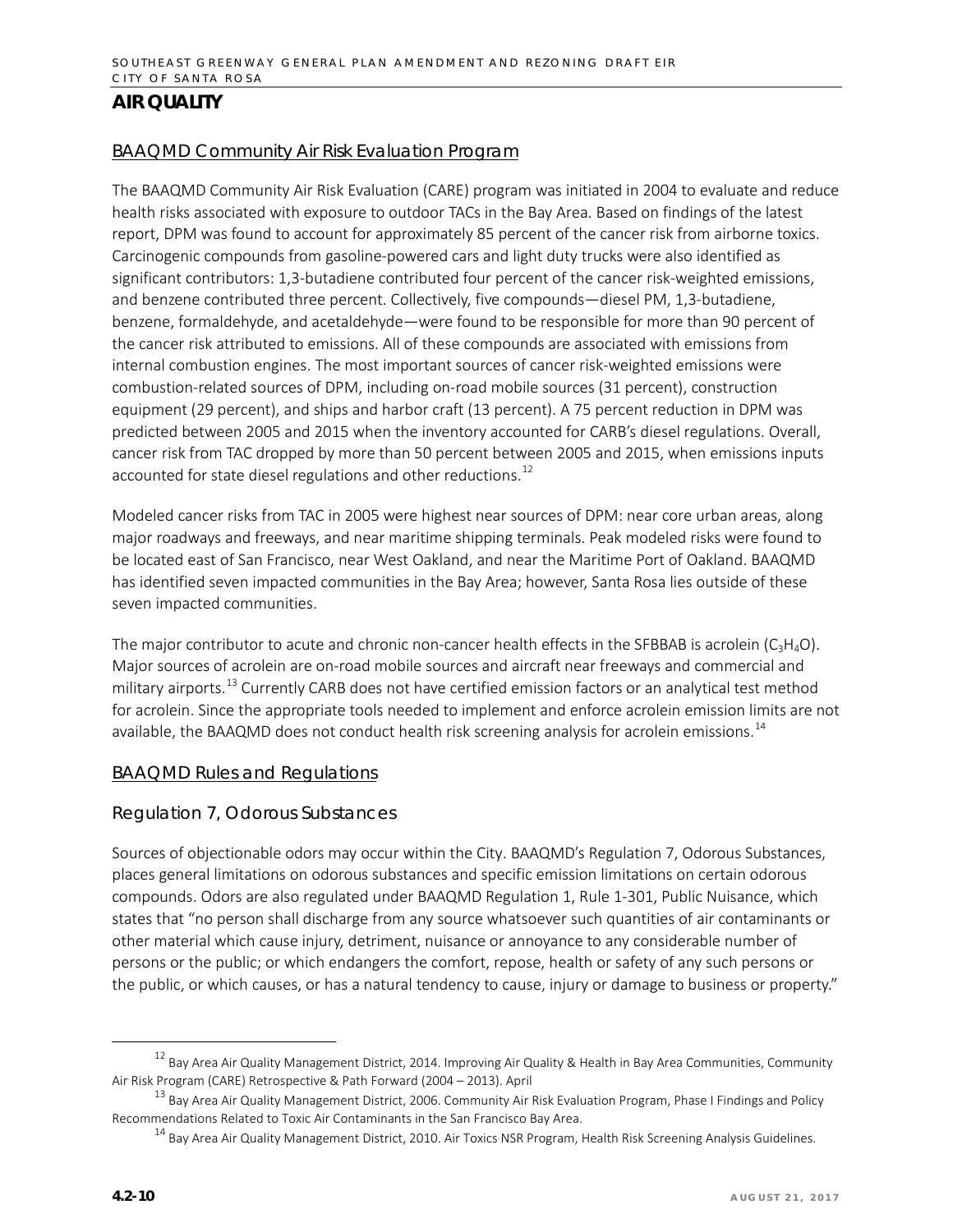# AIR QUALITY

## BAAQMD Community Air Risk Evaluation Program

The BAAQMD Community Air Risk Evaluation (CARE) program was initiated in 2004 to evaluate and reduce health risks associated with exposure to outdoor TACs in the Bay Area. Based on findings of the latest report, DPM was found to account for approximately 85 percent of the cancer risk from airborne toxics. Carcinogenic compounds from gasoline-powered cars and light duty trucks were also identified as significant contributors: 1,3-butadiene contributed four percent of the cancer risk-weighted emissions, and benzene contributed three percent. Collectively, five compounds—diesel PM, 1,3-butadiene, benzene, formaldehyde, and acetaldehyde—were found to be responsible for more than 90 percent of the cancer risk attributed to emissions. All of these compounds are associated with emissions from internal combustion engines. The most important sources of cancer risk-weighted emissions were combustion-related sources of DPM, including on-road mobile sources (31 percent), construction equipment (29 percent), and ships and harbor craft (13 percent). A 75 percent reduction in DPM was predicted between 2005 and 2015 when the inventory accounted for CARB's diesel regulations. Overall, cancer risk from TAC dropped by more than 50 percent between 2005 and 2015, when emissions inputs accounted for state diesel regulations and other reductions.[12]

Modeled cancer risks from TAC in 2005 were highest near sources of DPM: near core urban areas, along major roadways and freeways, and near maritime shipping terminals. Peak modeled risks were found to be located east of San Francisco, near West Oakland, and near the Maritime Port of Oakland. BAAQMD has identified seven impacted communities in the Bay Area; however, Santa Rosa lies outside of these seven impacted communities.

The major contributor to acute and chronic non-cancer health effects in the SFBBAB is acrolein ($C_3H_4O$). Major sources of acrolein are on-road mobile sources and aircraft near freeways and commercial and military airports.[13] Currently CARB does not have certified emission factors or an analytical test method for acrolein. Since the appropriate tools needed to implement and enforce acrolein emission limits are not available, the BAAQMD does not conduct health risk screening analysis for acrolein emissions.[14]

## BAAQMD Rules and Regulations

### Regulation 7, Odorous Substances

Sources of objectionable odors may occur within the City. BAAQMD's Regulation 7, Odorous Substances, places general limitations on odorous substances and specific emission limitations on certain odorous compounds. Odors are also regulated under BAAQMD Regulation 1, Rule 1-301, Public Nuisance, which states that "no person shall discharge from any source whatsoever such quantities of air contaminants or other material which cause injury, detriment, nuisance or annoyance to any considerable number of persons or the public; or which endangers the comfort, repose, health or safety of any such persons or the public, or which causes, or has a natural tendency to cause, injury or damage to business or property."

---

[12] Bay Area Air Quality Management District, 2014. Improving Air Quality & Health in Bay Area Communities, Community Air Risk Program (CARE) Retrospective & Path Forward (2004 – 2013). April

[13] Bay Area Air Quality Management District, 2006. Community Air Risk Evaluation Program, Phase I Findings and Policy Recommendations Related to Toxic Air Contaminants in the San Francisco Bay Area.

[14] Bay Area Air Quality Management District, 2010. Air Toxics NSR Program, Health Risk Screening Analysis Guidelines.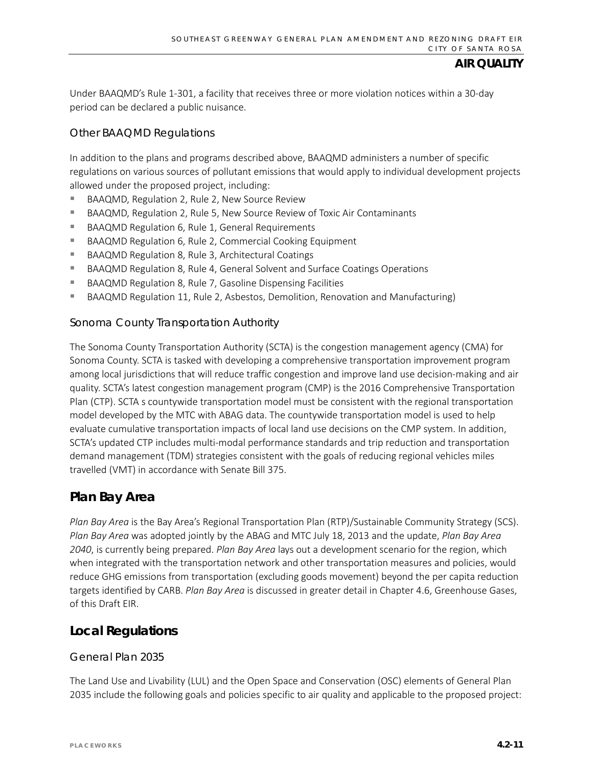Under BAAQMD's Rule 1-301, a facility that receives three or more violation notices within a 30-day period can be declared a public nuisance.

### Other BAAQMD Regulations

In addition to the plans and programs described above, BAAQMD administers a number of specific regulations on various sources of pollutant emissions that would apply to individual development projects allowed under the proposed project, including:

- BAAQMD, Regulation 2, Rule 2, New Source Review
- BAAQMD, Regulation 2, Rule 5, New Source Review of Toxic Air Contaminants
- BAAQMD Regulation 6, Rule 1, General Requirements
- BAAQMD Regulation 6, Rule 2, Commercial Cooking Equipment
- BAAQMD Regulation 8, Rule 3, Architectural Coatings
- BAAQMD Regulation 8, Rule 4, General Solvent and Surface Coatings Operations
- BAAQMD Regulation 8, Rule 7, Gasoline Dispensing Facilities
- BAAQMD Regulation 11, Rule 2, Asbestos, Demolition, Renovation and Manufacturing)

### Sonoma County Transportation Authority

The Sonoma County Transportation Authority (SCTA) is the congestion management agency (CMA) for Sonoma County. SCTA is tasked with developing a comprehensive transportation improvement program among local jurisdictions that will reduce traffic congestion and improve land use decision-making and air quality. SCTA's latest congestion management program (CMP) is the 2016 Comprehensive Transportation Plan (CTP). SCTA s countywide transportation model must be consistent with the regional transportation model developed by the MTC with ABAG data. The countywide transportation model is used to help evaluate cumulative transportation impacts of local land use decisions on the CMP system. In addition, SCTA's updated CTP includes multi-modal performance standards and trip reduction and transportation demand management (TDM) strategies consistent with the goals of reducing regional vehicles miles travelled (VMT) in accordance with Senate Bill 375.

## Plan Bay Area

*Plan Bay Area* is the Bay Area's Regional Transportation Plan (RTP)/Sustainable Community Strategy (SCS). *Plan Bay Area* was adopted jointly by the ABAG and MTC July 18, 2013 and the update, *Plan Bay Area 2040*, is currently being prepared. *Plan Bay Area* lays out a development scenario for the region, which when integrated with the transportation network and other transportation measures and policies, would reduce GHG emissions from transportation (excluding goods movement) beyond the per capita reduction targets identified by CARB. *Plan Bay Area* is discussed in greater detail in Chapter 4.6, Greenhouse Gases, of this Draft EIR.

## Local Regulations

### General Plan 2035

The Land Use and Livability (LUL) and the Open Space and Conservation (OSC) elements of General Plan 2035 include the following goals and policies specific to air quality and applicable to the proposed project: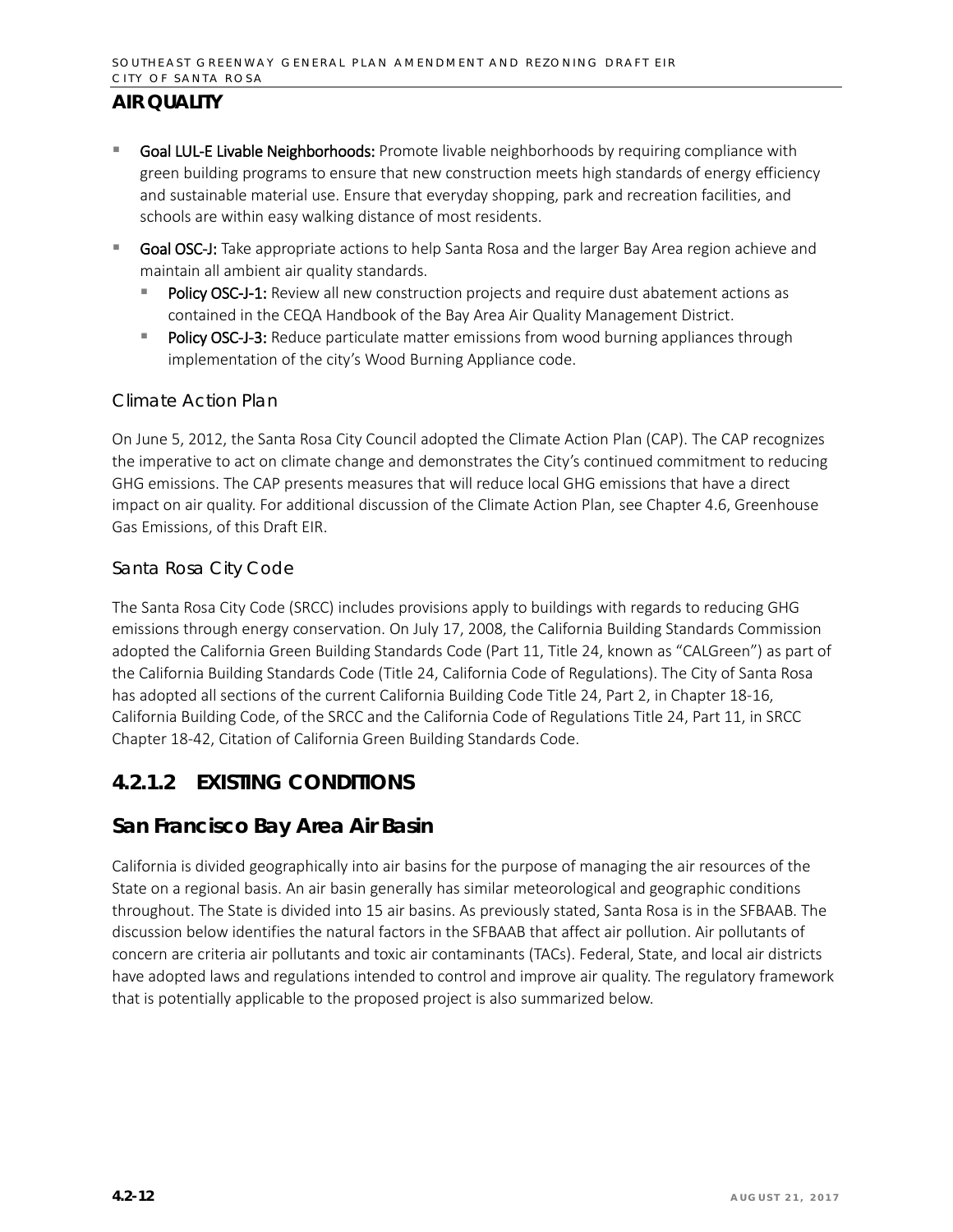- **Goal LUL-E Livable Neighborhoods:** Promote livable neighborhoods by requiring compliance with green building programs to ensure that new construction meets high standards of energy efficiency and sustainable material use. Ensure that everyday shopping, park and recreation facilities, and schools are within easy walking distance of most residents.
- **Goal OSC-J:** Take appropriate actions to help Santa Rosa and the larger Bay Area region achieve and maintain all ambient air quality standards.
  - **Policy OSC-J-1:** Review all new construction projects and require dust abatement actions as contained in the CEQA Handbook of the Bay Area Air Quality Management District.
  - **Policy OSC-J-3:** Reduce particulate matter emissions from wood burning appliances through implementation of the city's Wood Burning Appliance code.

### Climate Action Plan

On June 5, 2012, the Santa Rosa City Council adopted the Climate Action Plan (CAP). The CAP recognizes the imperative to act on climate change and demonstrates the City's continued commitment to reducing GHG emissions. The CAP presents measures that will reduce local GHG emissions that have a direct impact on air quality. For additional discussion of the Climate Action Plan, see Chapter 4.6, Greenhouse Gas Emissions, of this Draft EIR.

### Santa Rosa City Code

The Santa Rosa City Code (SRCC) includes provisions apply to buildings with regards to reducing GHG emissions through energy conservation. On July 17, 2008, the California Building Standards Commission adopted the California Green Building Standards Code (Part 11, Title 24, known as "CALGreen") as part of the California Building Standards Code (Title 24, California Code of Regulations). The City of Santa Rosa has adopted all sections of the current California Building Code Title 24, Part 2, in Chapter 18-16, California Building Code, of the SRCC and the California Code of Regulations Title 24, Part 11, in SRCC Chapter 18-42, Citation of California Green Building Standards Code.

## 4.2.1.2 EXISTING CONDITIONS

## San Francisco Bay Area Air Basin

California is divided geographically into air basins for the purpose of managing the air resources of the State on a regional basis. An air basin generally has similar meteorological and geographic conditions throughout. The State is divided into 15 air basins. As previously stated, Santa Rosa is in the SFBAAB. The discussion below identifies the natural factors in the SFBAAB that affect air pollution. Air pollutants of concern are criteria air pollutants and toxic air contaminants (TACs). Federal, State, and local air districts have adopted laws and regulations intended to control and improve air quality. The regulatory framework that is potentially applicable to the proposed project is also summarized below.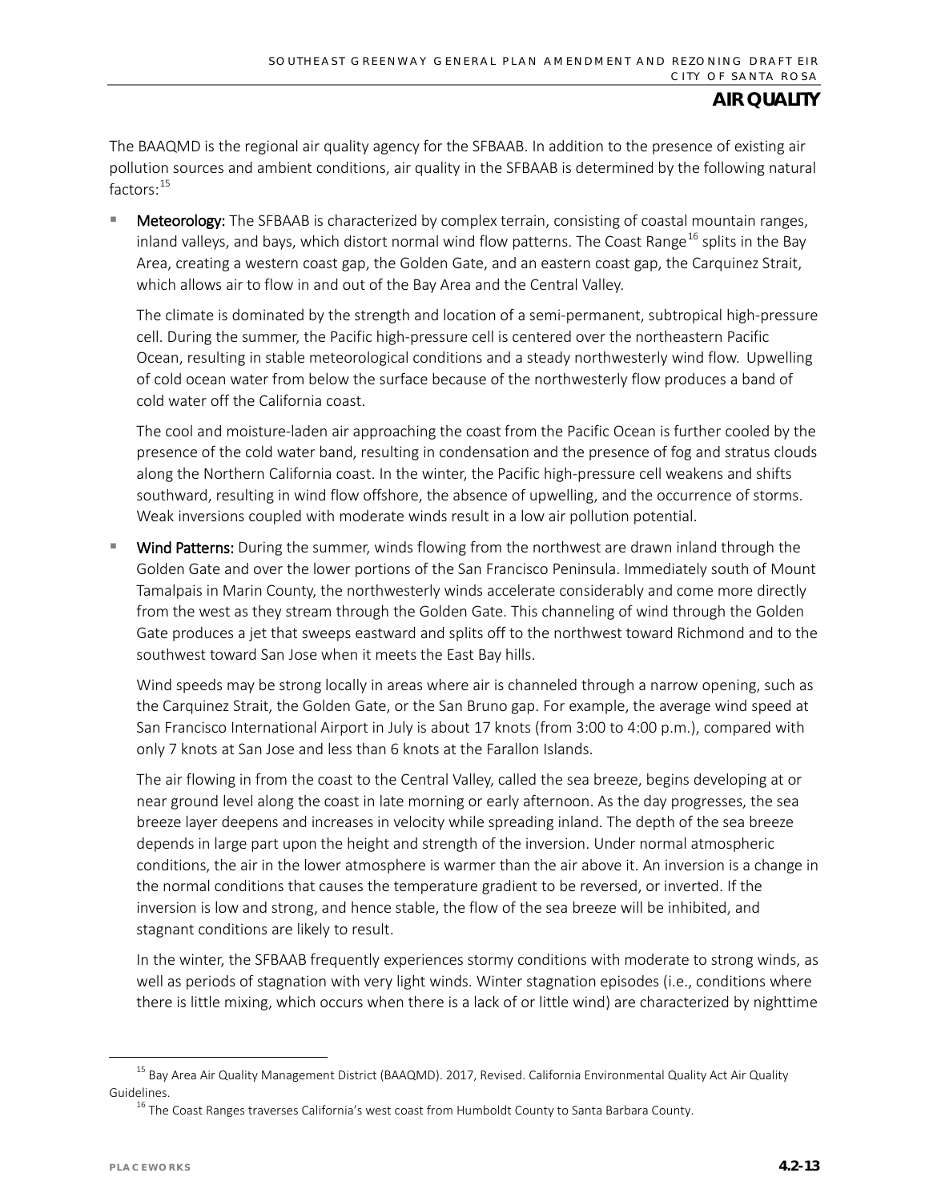The BAAQMD is the regional air quality agency for the SFBAAB. In addition to the presence of existing air pollution sources and ambient conditions, air quality in the SFBAAB is determined by the following natural factors:[15]

- **Meteorology:** The SFBAAB is characterized by complex terrain, consisting of coastal mountain ranges, inland valleys, and bays, which distort normal wind flow patterns. The Coast Range[16] splits in the Bay Area, creating a western coast gap, the Golden Gate, and an eastern coast gap, the Carquinez Strait, which allows air to flow in and out of the Bay Area and the Central Valley.

  The climate is dominated by the strength and location of a semi-permanent, subtropical high-pressure cell. During the summer, the Pacific high-pressure cell is centered over the northeastern Pacific Ocean, resulting in stable meteorological conditions and a steady northwesterly wind flow. Upwelling of cold ocean water from below the surface because of the northwesterly flow produces a band of cold water off the California coast.

  The cool and moisture-laden air approaching the coast from the Pacific Ocean is further cooled by the presence of the cold water band, resulting in condensation and the presence of fog and stratus clouds along the Northern California coast. In the winter, the Pacific high-pressure cell weakens and shifts southward, resulting in wind flow offshore, the absence of upwelling, and the occurrence of storms. Weak inversions coupled with moderate winds result in a low air pollution potential.

- **Wind Patterns:** During the summer, winds flowing from the northwest are drawn inland through the Golden Gate and over the lower portions of the San Francisco Peninsula. Immediately south of Mount Tamalpais in Marin County, the northwesterly winds accelerate considerably and come more directly from the west as they stream through the Golden Gate. This channeling of wind through the Golden Gate produces a jet that sweeps eastward and splits off to the northwest toward Richmond and to the southwest toward San Jose when it meets the East Bay hills.

  Wind speeds may be strong locally in areas where air is channeled through a narrow opening, such as the Carquinez Strait, the Golden Gate, or the San Bruno gap. For example, the average wind speed at San Francisco International Airport in July is about 17 knots (from 3:00 to 4:00 p.m.), compared with only 7 knots at San Jose and less than 6 knots at the Farallon Islands.

  The air flowing in from the coast to the Central Valley, called the sea breeze, begins developing at or near ground level along the coast in late morning or early afternoon. As the day progresses, the sea breeze layer deepens and increases in velocity while spreading inland. The depth of the sea breeze depends in large part upon the height and strength of the inversion. Under normal atmospheric conditions, the air in the lower atmosphere is warmer than the air above it. An inversion is a change in the normal conditions that causes the temperature gradient to be reversed, or inverted. If the inversion is low and strong, and hence stable, the flow of the sea breeze will be inhibited, and stagnant conditions are likely to result.

  In the winter, the SFBAAB frequently experiences stormy conditions with moderate to strong winds, as well as periods of stagnation with very light winds. Winter stagnation episodes (i.e., conditions where there is little mixing, which occurs when there is a lack of or little wind) are characterized by nighttime

---

[15] Bay Area Air Quality Management District (BAAQMD). 2017, Revised. California Environmental Quality Act Air Quality Guidelines.

[16] The Coast Ranges traverses California's west coast from Humboldt County to Santa Barbara County.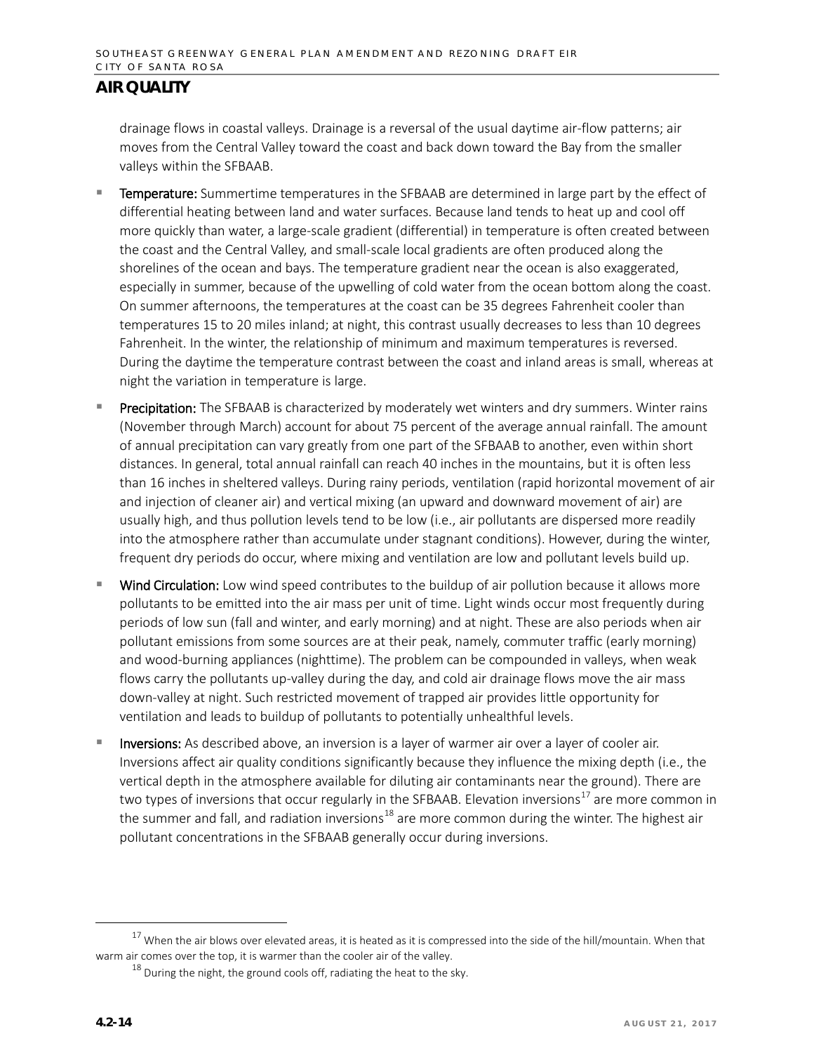drainage flows in coastal valleys. Drainage is a reversal of the usual daytime air-flow patterns; air moves from the Central Valley toward the coast and back down toward the Bay from the smaller valleys within the SFBAAB.

- **Temperature:** Summertime temperatures in the SFBAAB are determined in large part by the effect of differential heating between land and water surfaces. Because land tends to heat up and cool off more quickly than water, a large-scale gradient (differential) in temperature is often created between the coast and the Central Valley, and small-scale local gradients are often produced along the shorelines of the ocean and bays. The temperature gradient near the ocean is also exaggerated, especially in summer, because of the upwelling of cold water from the ocean bottom along the coast. On summer afternoons, the temperatures at the coast can be 35 degrees Fahrenheit cooler than temperatures 15 to 20 miles inland; at night, this contrast usually decreases to less than 10 degrees Fahrenheit. In the winter, the relationship of minimum and maximum temperatures is reversed. During the daytime the temperature contrast between the coast and inland areas is small, whereas at night the variation in temperature is large.
- **Precipitation:** The SFBAAB is characterized by moderately wet winters and dry summers. Winter rains (November through March) account for about 75 percent of the average annual rainfall. The amount of annual precipitation can vary greatly from one part of the SFBAAB to another, even within short distances. In general, total annual rainfall can reach 40 inches in the mountains, but it is often less than 16 inches in sheltered valleys. During rainy periods, ventilation (rapid horizontal movement of air and injection of cleaner air) and vertical mixing (an upward and downward movement of air) are usually high, and thus pollution levels tend to be low (i.e., air pollutants are dispersed more readily into the atmosphere rather than accumulate under stagnant conditions). However, during the winter, frequent dry periods do occur, where mixing and ventilation are low and pollutant levels build up.
- **Wind Circulation:** Low wind speed contributes to the buildup of air pollution because it allows more pollutants to be emitted into the air mass per unit of time. Light winds occur most frequently during periods of low sun (fall and winter, and early morning) and at night. These are also periods when air pollutant emissions from some sources are at their peak, namely, commuter traffic (early morning) and wood-burning appliances (nighttime). The problem can be compounded in valleys, when weak flows carry the pollutants up-valley during the day, and cold air drainage flows move the air mass down-valley at night. Such restricted movement of trapped air provides little opportunity for ventilation and leads to buildup of pollutants to potentially unhealthful levels.
- **Inversions:** As described above, an inversion is a layer of warmer air over a layer of cooler air. Inversions affect air quality conditions significantly because they influence the mixing depth (i.e., the vertical depth in the atmosphere available for diluting air contaminants near the ground). There are two types of inversions that occur regularly in the SFBAAB. Elevation inversions[17] are more common in the summer and fall, and radiation inversions[18] are more common during the winter. The highest air pollutant concentrations in the SFBAAB generally occur during inversions.

[17] When the air blows over elevated areas, it is heated as it is compressed into the side of the hill/mountain. When that warm air comes over the top, it is warmer than the cooler air of the valley.

[18] During the night, the ground cools off, radiating the heat to the sky.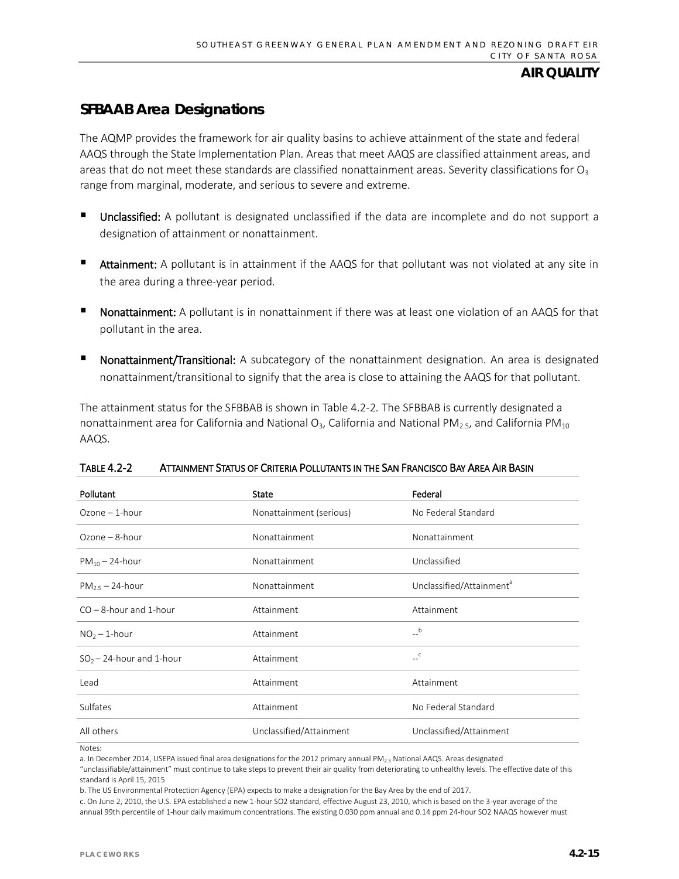## SFBAAB Area Designations

The AQMP provides the framework for air quality basins to achieve attainment of the state and federal AAQS through the State Implementation Plan. Areas that meet AAQS are classified attainment areas, and areas that do not meet these standards are classified nonattainment areas. Severity classifications for $O_3$ range from marginal, moderate, and serious to severe and extreme.

- **Unclassified:** A pollutant is designated unclassified if the data are incomplete and do not support a designation of attainment or nonattainment.
- **Attainment:** A pollutant is in attainment if the AAQS for that pollutant was not violated at any site in the area during a three-year period.
- **Nonattainment:** A pollutant is in nonattainment if there was at least one violation of an AAQS for that pollutant in the area.
- **Nonattainment/Transitional:** A subcategory of the nonattainment designation. An area is designated nonattainment/transitional to signify that the area is close to attaining the AAQS for that pollutant.

The attainment status for the SFBBAB is shown in Table 4.2-2. The SFBBAB is currently designated a nonattainment area for California and National $O_3$, California and National $PM_{2.5}$, and California $PM_{10}$ AAQS.

TABLE 4.2-2 ATTAINMENT STATUS OF CRITERIA POLLUTANTS IN THE SAN FRANCISCO BAY AREA AIR BASIN

| Pollutant | State | Federal |
|---|---|---|
| Ozone – 1-hour | Nonattainment (serious) | No Federal Standard |
| Ozone – 8-hour | Nonattainment | Nonattainment |
| $PM_{10}$ – 24-hour | Nonattainment | Unclassified |
| $PM_{2.5}$ – 24-hour | Nonattainment | Unclassified/Attainment[a] |
| CO – 8-hour and 1-hour | Attainment | Attainment |
| $NO_2$ – 1-hour | Attainment | --[b] |
| $SO_2$ – 24-hour and 1-hour | Attainment | --[c] |
| Lead | Attainment | Attainment |
| Sulfates | Attainment | No Federal Standard |
| All others | Unclassified/Attainment | Unclassified/Attainment |

Notes:

a. In December 2014, USEPA issued final area designations for the 2012 primary annual $PM_{2.5}$ National AAQS. Areas designated "unclassifiable/attainment" must continue to take steps to prevent their air quality from deteriorating to unhealthy levels. The effective date of this standard is April 15, 2015

b. The US Environmental Protection Agency (EPA) expects to make a designation for the Bay Area by the end of 2017.

c. On June 2, 2010, the U.S. EPA established a new 1-hour SO2 standard, effective August 23, 2010, which is based on the 3-year average of the annual 99th percentile of 1-hour daily maximum concentrations. The existing 0.030 ppm annual and 0.14 ppm 24-hour SO2 NAAQS however must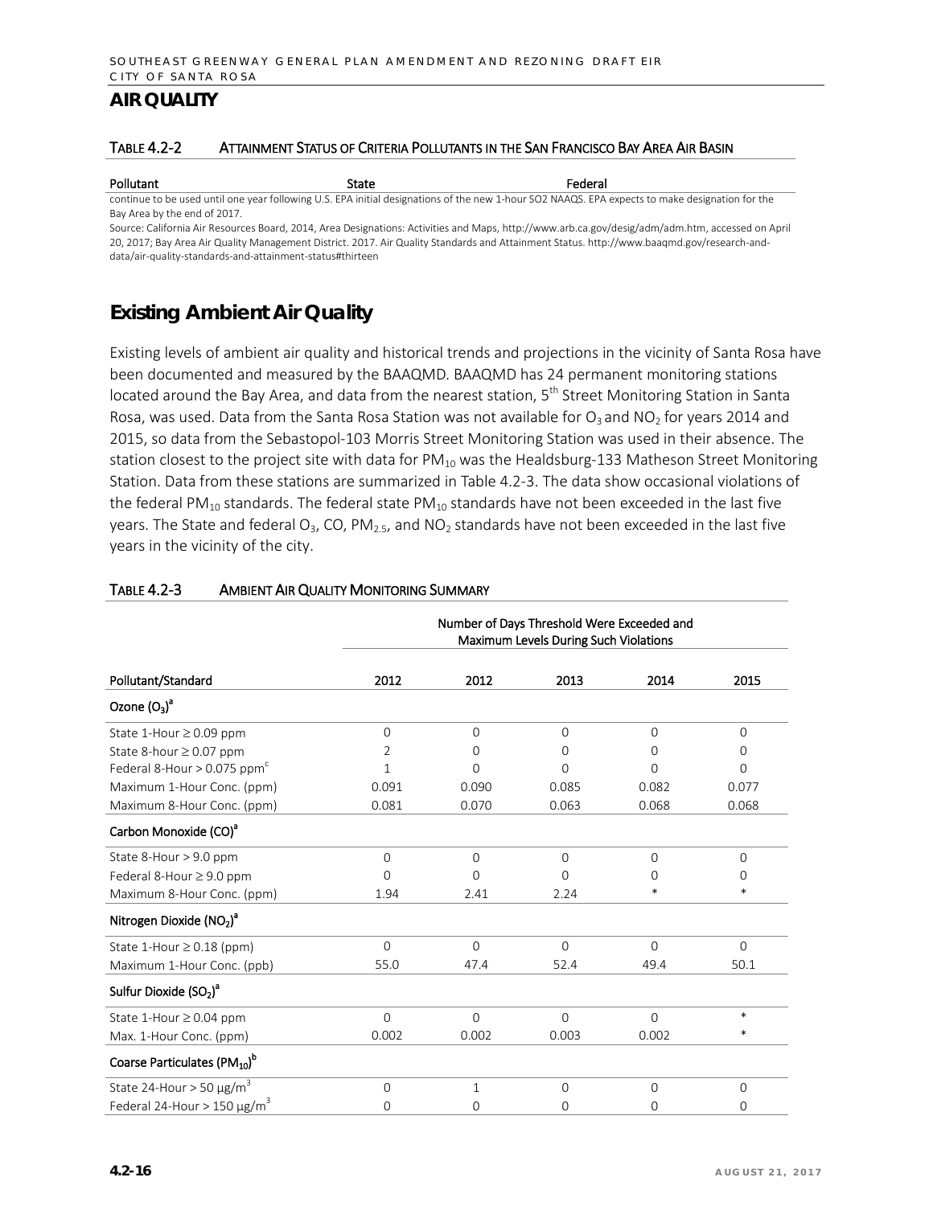## AIR QUALITY

TABLE 4.2-2 ATTAINMENT STATUS OF CRITERIA POLLUTANTS IN THE SAN FRANCISCO BAY AREA AIR BASIN

| Pollutant | State | Federal |
|---|---|---|

continue to be used until one year following U.S. EPA initial designations of the new 1-hour SO2 NAAQS. EPA expects to make designation for the Bay Area by the end of 2017.

Source: California Air Resources Board, 2014, Area Designations: Activities and Maps, http://www.arb.ca.gov/desig/adm/adm.htm, accessed on April 20, 2017; Bay Area Air Quality Management District. 2017. Air Quality Standards and Attainment Status. http://www.baaqmd.gov/research-and-data/air-quality-standards-and-attainment-status#thirteen

## Existing Ambient Air Quality

Existing levels of ambient air quality and historical trends and projections in the vicinity of Santa Rosa have been documented and measured by the BAAQMD. BAAQMD has 24 permanent monitoring stations located around the Bay Area, and data from the nearest station, 5th Street Monitoring Station in Santa Rosa, was used. Data from the Santa Rosa Station was not available for $O_3$ and $NO_2$ for years 2014 and 2015, so data from the Sebastopol-103 Morris Street Monitoring Station was used in their absence. The station closest to the project site with data for $PM_{10}$ was the Healdsburg-133 Matheson Street Monitoring Station. Data from these stations are summarized in Table 4.2-3. The data show occasional violations of the federal $PM_{10}$ standards. The federal state $PM_{10}$ standards have not been exceeded in the last five years. The State and federal $O_3$, CO, $PM_{2.5}$, and $NO_2$ standards have not been exceeded in the last five years in the vicinity of the city.

TABLE 4.2-3 AMBIENT AIR QUALITY MONITORING SUMMARY

| | Number of Days Threshold Were Exceeded and Maximum Levels During Such Violations | | | | |
|---|---|---|---|---|---|
| Pollutant/Standard | 2012 | 2012 | 2013 | 2014 | 2015 |
| **Ozone ($O_3$)[a]** | | | | | |
| State 1-Hour ≥ 0.09 ppm | 0 | 0 | 0 | 0 | 0 |
| State 8-hour ≥ 0.07 ppm | 2 | 0 | 0 | 0 | 0 |
| Federal 8-Hour > 0.075 ppm[c] | 1 | 0 | 0 | 0 | 0 |
| Maximum 1-Hour Conc. (ppm) | 0.091 | 0.090 | 0.085 | 0.082 | 0.077 |
| Maximum 8-Hour Conc. (ppm) | 0.081 | 0.070 | 0.063 | 0.068 | 0.068 |
| **Carbon Monoxide (CO)[a]** | | | | | |
| State 8-Hour > 9.0 ppm | 0 | 0 | 0 | 0 | 0 |
| Federal 8-Hour ≥ 9.0 ppm | 0 | 0 | 0 | 0 | 0 |
| Maximum 8-Hour Conc. (ppm) | 1.94 | 2.41 | 2.24 | * | * |
| **Nitrogen Dioxide ($NO_2$)[a]** | | | | | |
| State 1-Hour ≥ 0.18 (ppm) | 0 | 0 | 0 | 0 | 0 |
| Maximum 1-Hour Conc. (ppb) | 55.0 | 47.4 | 52.4 | 49.4 | 50.1 |
| **Sulfur Dioxide ($SO_2$)[a]** | | | | | |
| State 1-Hour ≥ 0.04 ppm | 0 | 0 | 0 | 0 | * |
| Max. 1-Hour Conc. (ppm) | 0.002 | 0.002 | 0.003 | 0.002 | * |
| **Coarse Particulates ($PM_{10}$)[b]** | | | | | |
| State 24-Hour > 50 μg/m$^3$ | 0 | 1 | 0 | 0 | 0 |
| Federal 24-Hour > 150 μg/m$^3$ | 0 | 0 | 0 | 0 | 0 |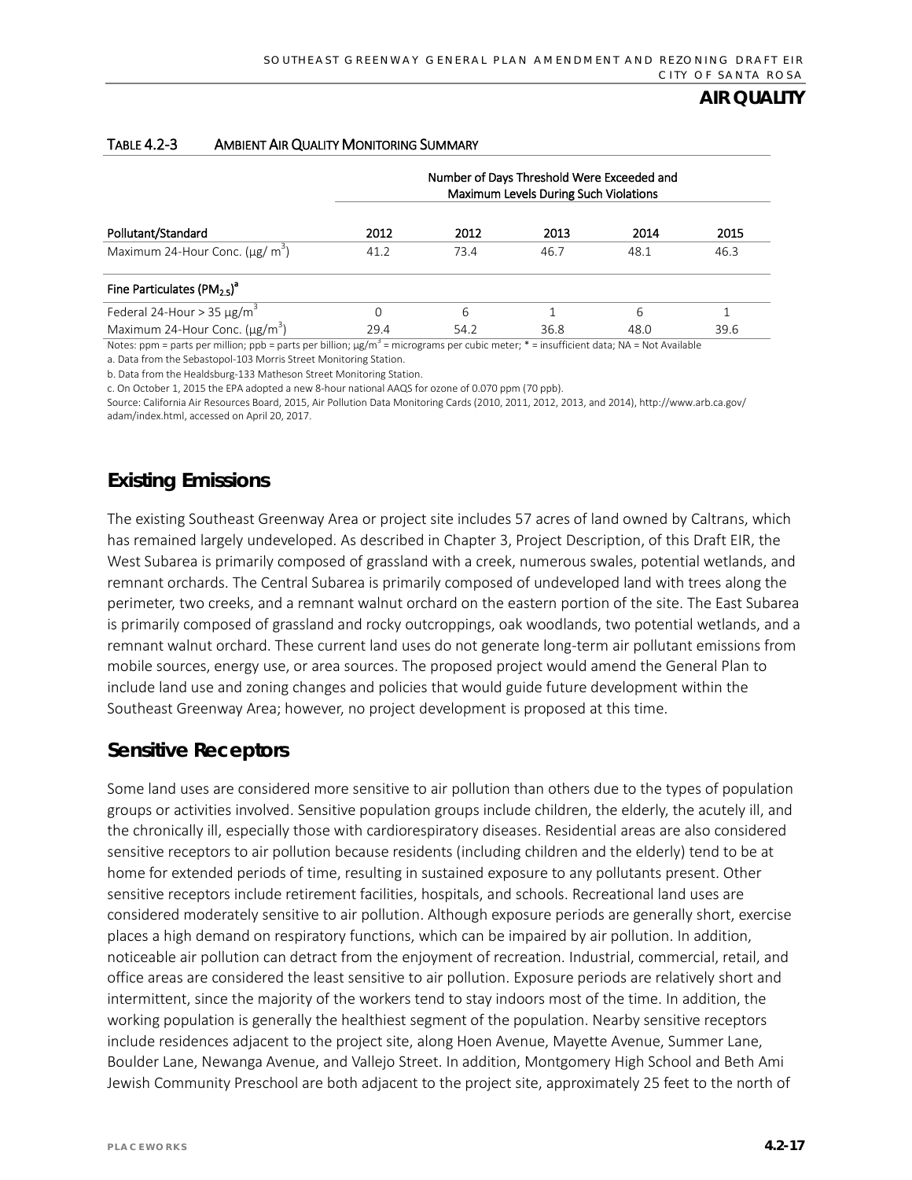TABLE 4.2-3 AMBIENT AIR QUALITY MONITORING SUMMARY

| Pollutant/Standard | Number of Days Threshold Were Exceeded and Maximum Levels During Such Violations | | | | |
|---|---|---|---|---|---|
| | 2012 | 2012 | 2013 | 2014 | 2015 |
| Maximum 24-Hour Conc. (µg/ m³) | 41.2 | 73.4 | 46.7 | 48.1 | 46.3 |
| **Fine Particulates ($PM_{2.5}$)[a]** | | | | | |
| Federal 24-Hour > 35 µg/m³ | 0 | 6 | 1 | 6 | 1 |
| Maximum 24-Hour Conc. (µg/m³) | 29.4 | 54.2 | 36.8 | 48.0 | 39.6 |

Notes: ppm = parts per million; ppb = parts per billion; µg/m³ = micrograms per cubic meter; * = insufficient data; NA = Not Available

a. Data from the Sebastopol-103 Morris Street Monitoring Station.

b. Data from the Healdsburg-133 Matheson Street Monitoring Station.

c. On October 1, 2015 the EPA adopted a new 8-hour national AAQS for ozone of 0.070 ppm (70 ppb).

Source: California Air Resources Board, 2015, Air Pollution Data Monitoring Cards (2010, 2011, 2012, 2013, and 2014), http://www.arb.ca.gov/adam/index.html, accessed on April 20, 2017.

## Existing Emissions

The existing Southeast Greenway Area or project site includes 57 acres of land owned by Caltrans, which has remained largely undeveloped. As described in Chapter 3, Project Description, of this Draft EIR, the West Subarea is primarily composed of grassland with a creek, numerous swales, potential wetlands, and remnant orchards. The Central Subarea is primarily composed of undeveloped land with trees along the perimeter, two creeks, and a remnant walnut orchard on the eastern portion of the site. The East Subarea is primarily composed of grassland and rocky outcroppings, oak woodlands, two potential wetlands, and a remnant walnut orchard. These current land uses do not generate long-term air pollutant emissions from mobile sources, energy use, or area sources. The proposed project would amend the General Plan to include land use and zoning changes and policies that would guide future development within the Southeast Greenway Area; however, no project development is proposed at this time.

## Sensitive Receptors

Some land uses are considered more sensitive to air pollution than others due to the types of population groups or activities involved. Sensitive population groups include children, the elderly, the acutely ill, and the chronically ill, especially those with cardiorespiratory diseases. Residential areas are also considered sensitive receptors to air pollution because residents (including children and the elderly) tend to be at home for extended periods of time, resulting in sustained exposure to any pollutants present. Other sensitive receptors include retirement facilities, hospitals, and schools. Recreational land uses are considered moderately sensitive to air pollution. Although exposure periods are generally short, exercise places a high demand on respiratory functions, which can be impaired by air pollution. In addition, noticeable air pollution can detract from the enjoyment of recreation. Industrial, commercial, retail, and office areas are considered the least sensitive to air pollution. Exposure periods are relatively short and intermittent, since the majority of the workers tend to stay indoors most of the time. In addition, the working population is generally the healthiest segment of the population. Nearby sensitive receptors include residences adjacent to the project site, along Hoen Avenue, Mayette Avenue, Summer Lane, Boulder Lane, Newanga Avenue, and Vallejo Street. In addition, Montgomery High School and Beth Ami Jewish Community Preschool are both adjacent to the project site, approximately 25 feet to the north of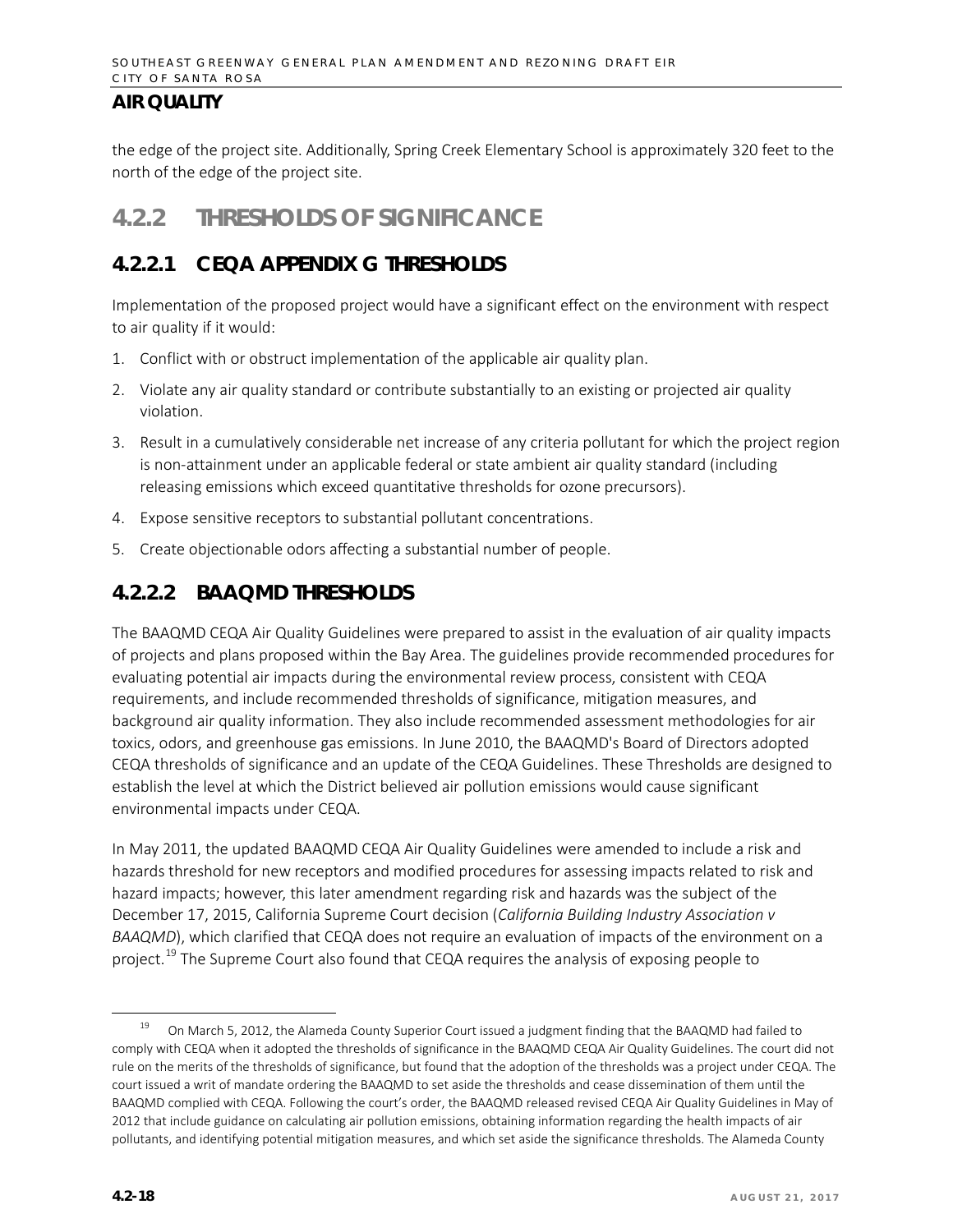## AIR QUALITY

the edge of the project site. Additionally, Spring Creek Elementary School is approximately 320 feet to the north of the edge of the project site.

# 4.2.2 THRESHOLDS OF SIGNIFICANCE

## 4.2.2.1 CEQA APPENDIX G THRESHOLDS

Implementation of the proposed project would have a significant effect on the environment with respect to air quality if it would:

1. Conflict with or obstruct implementation of the applicable air quality plan.
2. Violate any air quality standard or contribute substantially to an existing or projected air quality violation.
3. Result in a cumulatively considerable net increase of any criteria pollutant for which the project region is non-attainment under an applicable federal or state ambient air quality standard (including releasing emissions which exceed quantitative thresholds for ozone precursors).
4. Expose sensitive receptors to substantial pollutant concentrations.
5. Create objectionable odors affecting a substantial number of people.

## 4.2.2.2 BAAQMD THRESHOLDS

The BAAQMD CEQA Air Quality Guidelines were prepared to assist in the evaluation of air quality impacts of projects and plans proposed within the Bay Area. The guidelines provide recommended procedures for evaluating potential air impacts during the environmental review process, consistent with CEQA requirements, and include recommended thresholds of significance, mitigation measures, and background air quality information. They also include recommended assessment methodologies for air toxics, odors, and greenhouse gas emissions. In June 2010, the BAAQMD's Board of Directors adopted CEQA thresholds of significance and an update of the CEQA Guidelines. These Thresholds are designed to establish the level at which the District believed air pollution emissions would cause significant environmental impacts under CEQA.

In May 2011, the updated BAAQMD CEQA Air Quality Guidelines were amended to include a risk and hazards threshold for new receptors and modified procedures for assessing impacts related to risk and hazard impacts; however, this later amendment regarding risk and hazards was the subject of the December 17, 2015, California Supreme Court decision (*California Building Industry Association v BAAQMD*), which clarified that CEQA does not require an evaluation of impacts of the environment on a project.[19] The Supreme Court also found that CEQA requires the analysis of exposing people to

[19] On March 5, 2012, the Alameda County Superior Court issued a judgment finding that the BAAQMD had failed to comply with CEQA when it adopted the thresholds of significance in the BAAQMD CEQA Air Quality Guidelines. The court did not rule on the merits of the thresholds of significance, but found that the adoption of the thresholds was a project under CEQA. The court issued a writ of mandate ordering the BAAQMD to set aside the thresholds and cease dissemination of them until the BAAQMD complied with CEQA. Following the court's order, the BAAQMD released revised CEQA Air Quality Guidelines in May of 2012 that include guidance on calculating air pollution emissions, obtaining information regarding the health impacts of air pollutants, and identifying potential mitigation measures, and which set aside the significance thresholds. The Alameda County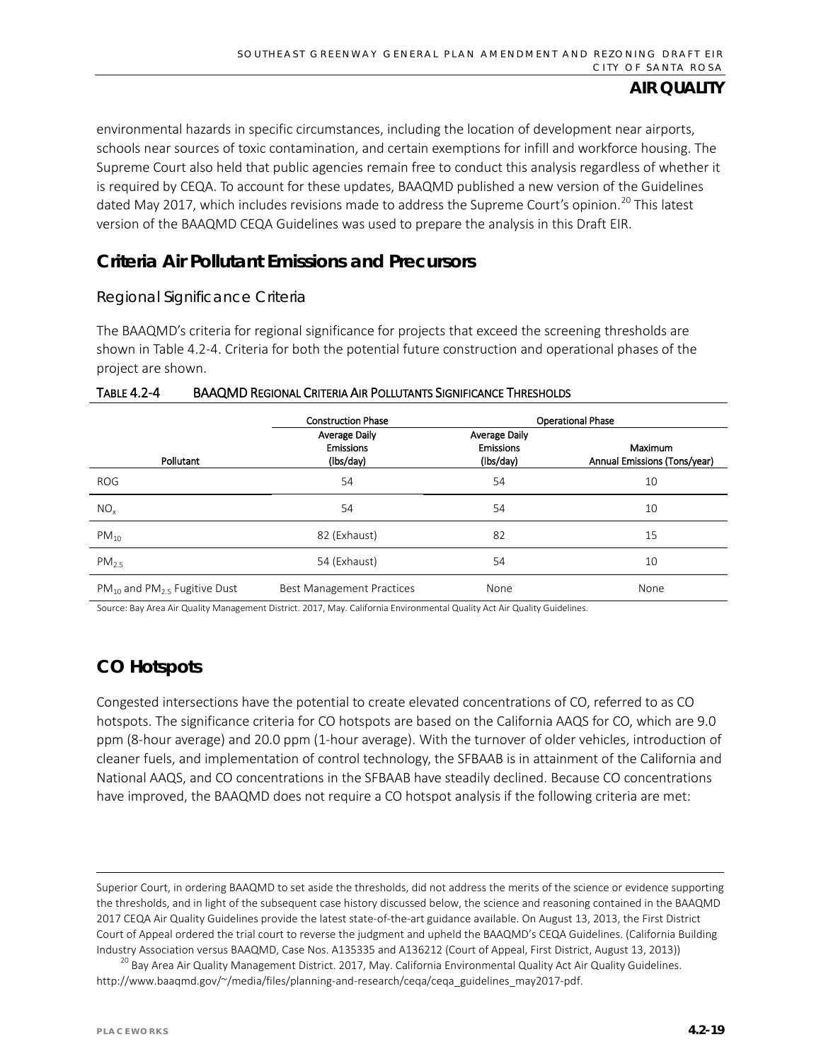environmental hazards in specific circumstances, including the location of development near airports, schools near sources of toxic contamination, and certain exemptions for infill and workforce housing. The Supreme Court also held that public agencies remain free to conduct this analysis regardless of whether it is required by CEQA. To account for these updates, BAAQMD published a new version of the Guidelines dated May 2017, which includes revisions made to address the Supreme Court's opinion.[20] This latest version of the BAAQMD CEQA Guidelines was used to prepare the analysis in this Draft EIR.

## Criteria Air Pollutant Emissions and Precursors

### Regional Significance Criteria

The BAAQMD's criteria for regional significance for projects that exceed the screening thresholds are shown in Table 4.2-4. Criteria for both the potential future construction and operational phases of the project are shown.

TABLE 4.2-4 BAAQMD REGIONAL CRITERIA AIR POLLUTANTS SIGNIFICANCE THRESHOLDS

| | Construction Phase | Operational Phase | |
|---|---|---|---|
| Pollutant | Average Daily Emissions (lbs/day) | Average Daily Emissions (lbs/day) | Maximum Annual Emissions (Tons/year) |
| ROG | 54 | 54 | 10 |
| $NO_x$ | 54 | 54 | 10 |
| $PM_{10}$ | 82 (Exhaust) | 82 | 15 |
| $PM_{2.5}$ | 54 (Exhaust) | 54 | 10 |
| $PM_{10}$ and $PM_{2.5}$ Fugitive Dust | Best Management Practices | None | None |

Source: Bay Area Air Quality Management District. 2017, May. California Environmental Quality Act Air Quality Guidelines.

## CO Hotspots

Congested intersections have the potential to create elevated concentrations of CO, referred to as CO hotspots. The significance criteria for CO hotspots are based on the California AAQS for CO, which are 9.0 ppm (8-hour average) and 20.0 ppm (1-hour average). With the turnover of older vehicles, introduction of cleaner fuels, and implementation of control technology, the SFBAAB is in attainment of the California and National AAQS, and CO concentrations in the SFBAAB have steadily declined. Because CO concentrations have improved, the BAAQMD does not require a CO hotspot analysis if the following criteria are met:

---

Superior Court, in ordering BAAQMD to set aside the thresholds, did not address the merits of the science or evidence supporting the thresholds, and in light of the subsequent case history discussed below, the science and reasoning contained in the BAAQMD 2017 CEQA Air Quality Guidelines provide the latest state-of-the-art guidance available. On August 13, 2013, the First District Court of Appeal ordered the trial court to reverse the judgment and upheld the BAAQMD's CEQA Guidelines. (California Building Industry Association versus BAAQMD, Case Nos. A135335 and A136212 (Court of Appeal, First District, August 13, 2013))

[20] Bay Area Air Quality Management District. 2017, May. California Environmental Quality Act Air Quality Guidelines. http://www.baaqmd.gov/~/media/files/planning-and-research/ceqa/ceqa_guidelines_may2017-pdf.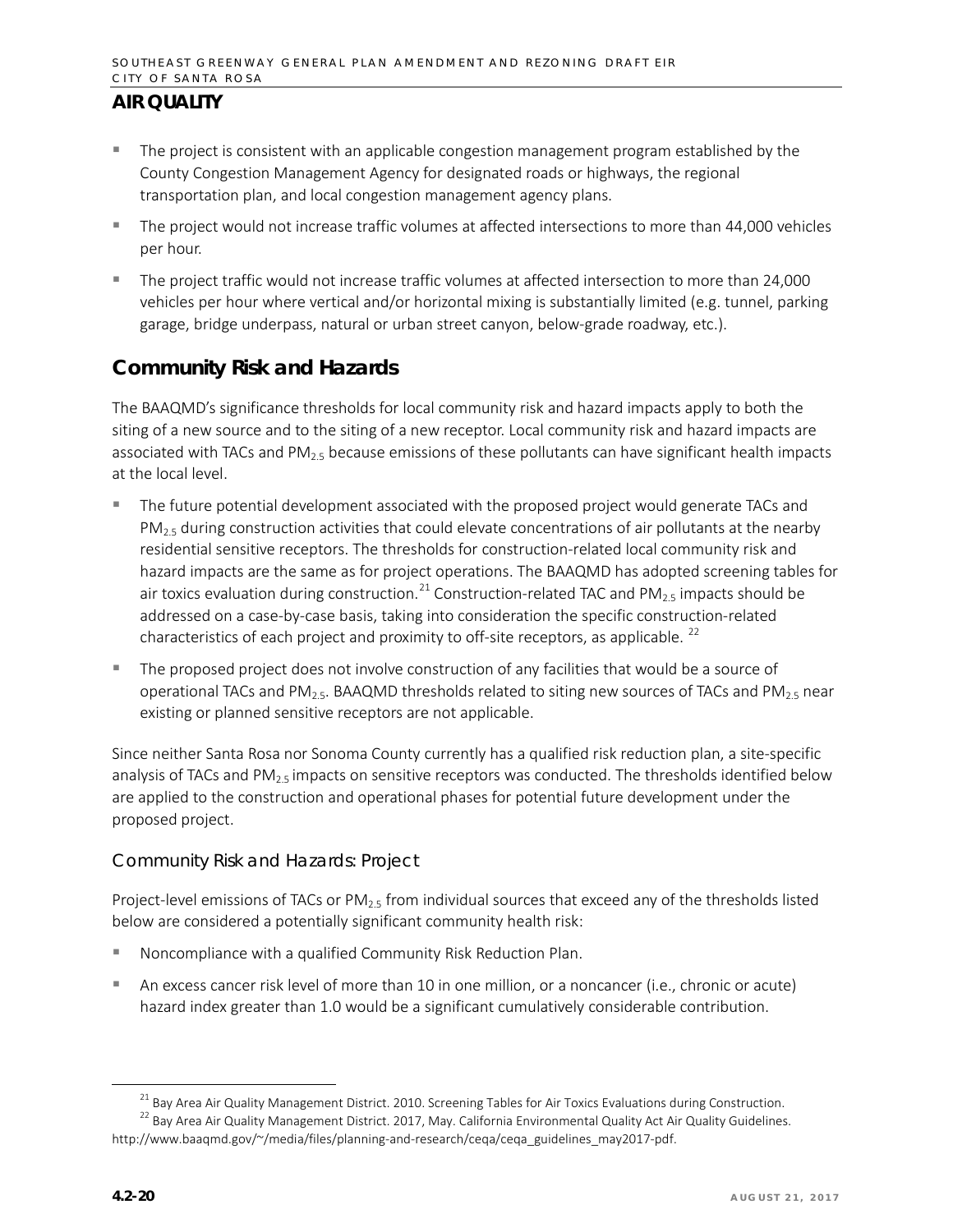## AIR QUALITY

- The project is consistent with an applicable congestion management program established by the County Congestion Management Agency for designated roads or highways, the regional transportation plan, and local congestion management agency plans.
- The project would not increase traffic volumes at affected intersections to more than 44,000 vehicles per hour.
- The project traffic would not increase traffic volumes at affected intersection to more than 24,000 vehicles per hour where vertical and/or horizontal mixing is substantially limited (e.g. tunnel, parking garage, bridge underpass, natural or urban street canyon, below-grade roadway, etc.).

## Community Risk and Hazards

The BAAQMD's significance thresholds for local community risk and hazard impacts apply to both the siting of a new source and to the siting of a new receptor. Local community risk and hazard impacts are associated with TACs and $PM_{2.5}$ because emissions of these pollutants can have significant health impacts at the local level.

- The future potential development associated with the proposed project would generate TACs and $PM_{2.5}$ during construction activities that could elevate concentrations of air pollutants at the nearby residential sensitive receptors. The thresholds for construction-related local community risk and hazard impacts are the same as for project operations. The BAAQMD has adopted screening tables for air toxics evaluation during construction.[21] Construction-related TAC and $PM_{2.5}$ impacts should be addressed on a case-by-case basis, taking into consideration the specific construction-related characteristics of each project and proximity to off-site receptors, as applicable. [22]
- The proposed project does not involve construction of any facilities that would be a source of operational TACs and $PM_{2.5}$. BAAQMD thresholds related to siting new sources of TACs and $PM_{2.5}$ near existing or planned sensitive receptors are not applicable.

Since neither Santa Rosa nor Sonoma County currently has a qualified risk reduction plan, a site-specific analysis of TACs and $PM_{2.5}$ impacts on sensitive receptors was conducted. The thresholds identified below are applied to the construction and operational phases for potential future development under the proposed project.

### Community Risk and Hazards: Project

Project-level emissions of TACs or $PM_{2.5}$ from individual sources that exceed any of the thresholds listed below are considered a potentially significant community health risk:

- Noncompliance with a qualified Community Risk Reduction Plan.
- An excess cancer risk level of more than 10 in one million, or a noncancer (i.e., chronic or acute) hazard index greater than 1.0 would be a significant cumulatively considerable contribution.

---

[21] Bay Area Air Quality Management District. 2010. Screening Tables for Air Toxics Evaluations during Construction.

[22] Bay Area Air Quality Management District. 2017, May. California Environmental Quality Act Air Quality Guidelines. http://www.baaqmd.gov/~/media/files/planning-and-research/ceqa/ceqa_guidelines_may2017-pdf.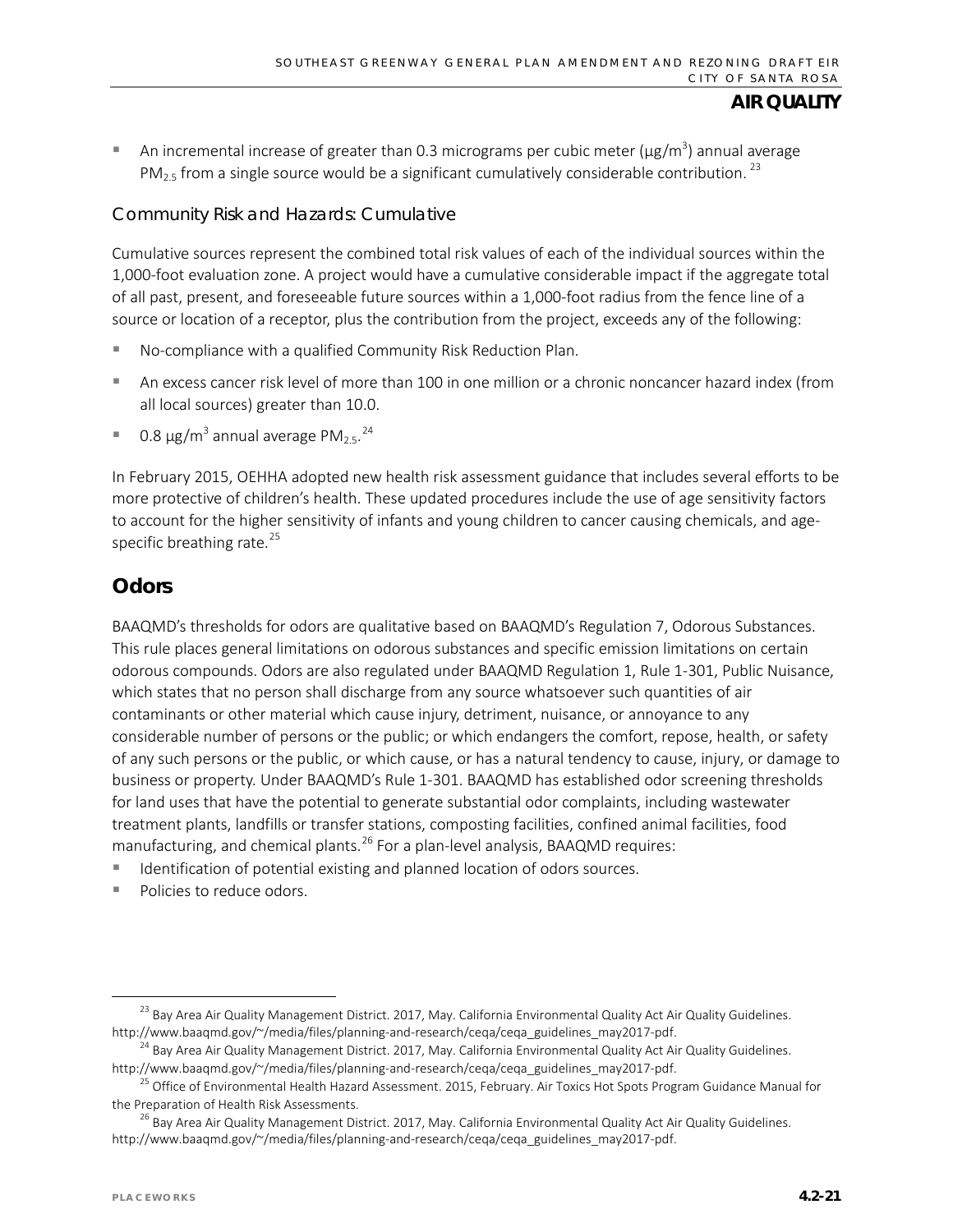- An incremental increase of greater than 0.3 micrograms per cubic meter ($\mu g/m^3$) annual average $PM_{2.5}$ from a single source would be a significant cumulatively considerable contribution.[23]

### Community Risk and Hazards: Cumulative

Cumulative sources represent the combined total risk values of each of the individual sources within the 1,000-foot evaluation zone. A project would have a cumulative considerable impact if the aggregate total of all past, present, and foreseeable future sources within a 1,000-foot radius from the fence line of a source or location of a receptor, plus the contribution from the project, exceeds any of the following:

- No-compliance with a qualified Community Risk Reduction Plan.
- An excess cancer risk level of more than 100 in one million or a chronic noncancer hazard index (from all local sources) greater than 10.0.
- 0.8 $\mu g/m^3$ annual average $PM_{2.5}$.[24]

In February 2015, OEHHA adopted new health risk assessment guidance that includes several efforts to be more protective of children's health. These updated procedures include the use of age sensitivity factors to account for the higher sensitivity of infants and young children to cancer causing chemicals, and age-specific breathing rate.[25]

## Odors

BAAQMD's thresholds for odors are qualitative based on BAAQMD's Regulation 7, Odorous Substances. This rule places general limitations on odorous substances and specific emission limitations on certain odorous compounds. Odors are also regulated under BAAQMD Regulation 1, Rule 1-301, Public Nuisance, which states that no person shall discharge from any source whatsoever such quantities of air contaminants or other material which cause injury, detriment, nuisance, or annoyance to any considerable number of persons or the public; or which endangers the comfort, repose, health, or safety of any such persons or the public, or which cause, or has a natural tendency to cause, injury, or damage to business or property. Under BAAQMD's Rule 1-301. BAAQMD has established odor screening thresholds for land uses that have the potential to generate substantial odor complaints, including wastewater treatment plants, landfills or transfer stations, composting facilities, confined animal facilities, food manufacturing, and chemical plants.[26] For a plan-level analysis, BAAQMD requires:

- Identification of potential existing and planned location of odors sources.
- Policies to reduce odors.

---

[23] Bay Area Air Quality Management District. 2017, May. California Environmental Quality Act Air Quality Guidelines. http://www.baaqmd.gov/~/media/files/planning-and-research/ceqa/ceqa_guidelines_may2017-pdf.

[24] Bay Area Air Quality Management District. 2017, May. California Environmental Quality Act Air Quality Guidelines. http://www.baaqmd.gov/~/media/files/planning-and-research/ceqa/ceqa_guidelines_may2017-pdf.

[25] Office of Environmental Health Hazard Assessment. 2015, February. Air Toxics Hot Spots Program Guidance Manual for the Preparation of Health Risk Assessments.

[26] Bay Area Air Quality Management District. 2017, May. California Environmental Quality Act Air Quality Guidelines. http://www.baaqmd.gov/~/media/files/planning-and-research/ceqa/ceqa_guidelines_may2017-pdf.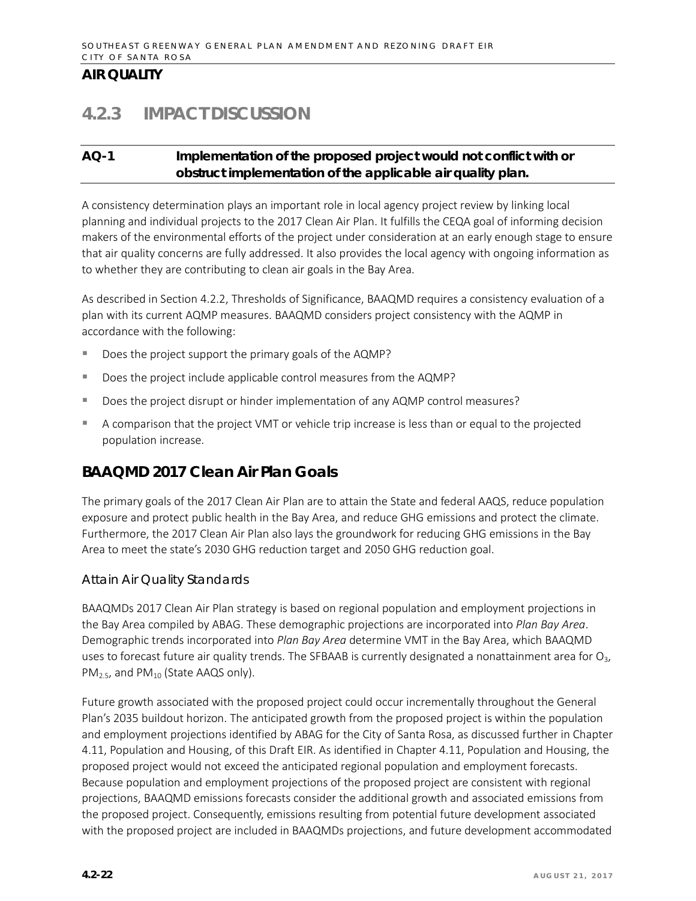## AIR QUALITY

# 4.2.3 IMPACT DISCUSSION

**AQ-1 Implementation of the proposed project would not conflict with or obstruct implementation of the applicable air quality plan.**

A consistency determination plays an important role in local agency project review by linking local planning and individual projects to the 2017 Clean Air Plan. It fulfills the CEQA goal of informing decision makers of the environmental efforts of the project under consideration at an early enough stage to ensure that air quality concerns are fully addressed. It also provides the local agency with ongoing information as to whether they are contributing to clean air goals in the Bay Area.

As described in Section 4.2.2, Thresholds of Significance, BAAQMD requires a consistency evaluation of a plan with its current AQMP measures. BAAQMD considers project consistency with the AQMP in accordance with the following:

- Does the project support the primary goals of the AQMP?
- Does the project include applicable control measures from the AQMP?
- Does the project disrupt or hinder implementation of any AQMP control measures?
- A comparison that the project VMT or vehicle trip increase is less than or equal to the projected population increase.

## BAAQMD 2017 Clean Air Plan Goals

The primary goals of the 2017 Clean Air Plan are to attain the State and federal AAQS, reduce population exposure and protect public health in the Bay Area, and reduce GHG emissions and protect the climate. Furthermore, the 2017 Clean Air Plan also lays the groundwork for reducing GHG emissions in the Bay Area to meet the state's 2030 GHG reduction target and 2050 GHG reduction goal.

### Attain Air Quality Standards

BAAQMDs 2017 Clean Air Plan strategy is based on regional population and employment projections in the Bay Area compiled by ABAG. These demographic projections are incorporated into *Plan Bay Area*. Demographic trends incorporated into *Plan Bay Area* determine VMT in the Bay Area, which BAAQMD uses to forecast future air quality trends. The SFBAAB is currently designated a nonattainment area for $O_3$, $PM_{2.5}$, and $PM_{10}$ (State AAQS only).

Future growth associated with the proposed project could occur incrementally throughout the General Plan's 2035 buildout horizon. The anticipated growth from the proposed project is within the population and employment projections identified by ABAG for the City of Santa Rosa, as discussed further in Chapter 4.11, Population and Housing, of this Draft EIR. As identified in Chapter 4.11, Population and Housing, the proposed project would not exceed the anticipated regional population and employment forecasts. Because population and employment projections of the proposed project are consistent with regional projections, BAAQMD emissions forecasts consider the additional growth and associated emissions from the proposed project. Consequently, emissions resulting from potential future development associated with the proposed project are included in BAAQMDs projections, and future development accommodated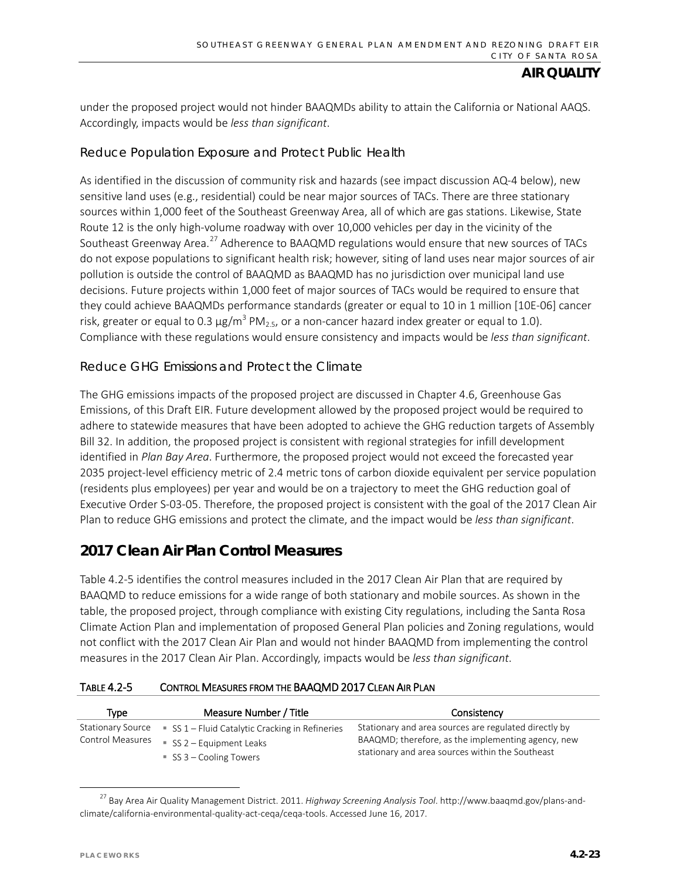under the proposed project would not hinder BAAQMDs ability to attain the California or National AAQS. Accordingly, impacts would be *less than significant*.

### Reduce Population Exposure and Protect Public Health

As identified in the discussion of community risk and hazards (see impact discussion AQ-4 below), new sensitive land uses (e.g., residential) could be near major sources of TACs. There are three stationary sources within 1,000 feet of the Southeast Greenway Area, all of which are gas stations. Likewise, State Route 12 is the only high-volume roadway with over 10,000 vehicles per day in the vicinity of the Southeast Greenway Area.[27] Adherence to BAAQMD regulations would ensure that new sources of TACs do not expose populations to significant health risk; however, siting of land uses near major sources of air pollution is outside the control of BAAQMD as BAAQMD has no jurisdiction over municipal land use decisions. Future projects within 1,000 feet of major sources of TACs would be required to ensure that they could achieve BAAQMDs performance standards (greater or equal to 10 in 1 million [10E-06] cancer risk, greater or equal to 0.3 µg/m$^3$ $PM_{2.5}$, or a non-cancer hazard index greater or equal to 1.0). Compliance with these regulations would ensure consistency and impacts would be *less than significant*.

### Reduce GHG Emissions and Protect the Climate

The GHG emissions impacts of the proposed project are discussed in Chapter 4.6, Greenhouse Gas Emissions, of this Draft EIR. Future development allowed by the proposed project would be required to adhere to statewide measures that have been adopted to achieve the GHG reduction targets of Assembly Bill 32. In addition, the proposed project is consistent with regional strategies for infill development identified in *Plan Bay Area*. Furthermore, the proposed project would not exceed the forecasted year 2035 project-level efficiency metric of 2.4 metric tons of carbon dioxide equivalent per service population (residents plus employees) per year and would be on a trajectory to meet the GHG reduction goal of Executive Order S-03-05. Therefore, the proposed project is consistent with the goal of the 2017 Clean Air Plan to reduce GHG emissions and protect the climate, and the impact would be *less than significant*.

## 2017 Clean Air Plan Control Measures

Table 4.2-5 identifies the control measures included in the 2017 Clean Air Plan that are required by BAAQMD to reduce emissions for a wide range of both stationary and mobile sources. As shown in the table, the proposed project, through compliance with existing City regulations, including the Santa Rosa Climate Action Plan and implementation of proposed General Plan policies and Zoning regulations, would not conflict with the 2017 Clean Air Plan and would not hinder BAAQMD from implementing the control measures in the 2017 Clean Air Plan. Accordingly, impacts would be *less than significant*.

**TABLE 4.2-5 CONTROL MEASURES FROM THE BAAQMD 2017 CLEAN AIR PLAN**

| Type | Measure Number / Title | Consistency |
|---|---|---|
| Stationary Source Control Measures | ▪ SS 1 – Fluid Catalytic Cracking in Refineries<br>▪ SS 2 – Equipment Leaks<br>▪ SS 3 – Cooling Towers | Stationary and area sources are regulated directly by BAAQMD; therefore, as the implementing agency, new stationary and area sources within the Southeast |

[27] Bay Area Air Quality Management District. 2011. *Highway Screening Analysis Tool*. http://www.baaqmd.gov/plans-and-climate/california-environmental-quality-act-ceqa/ceqa-tools. Accessed June 16, 2017.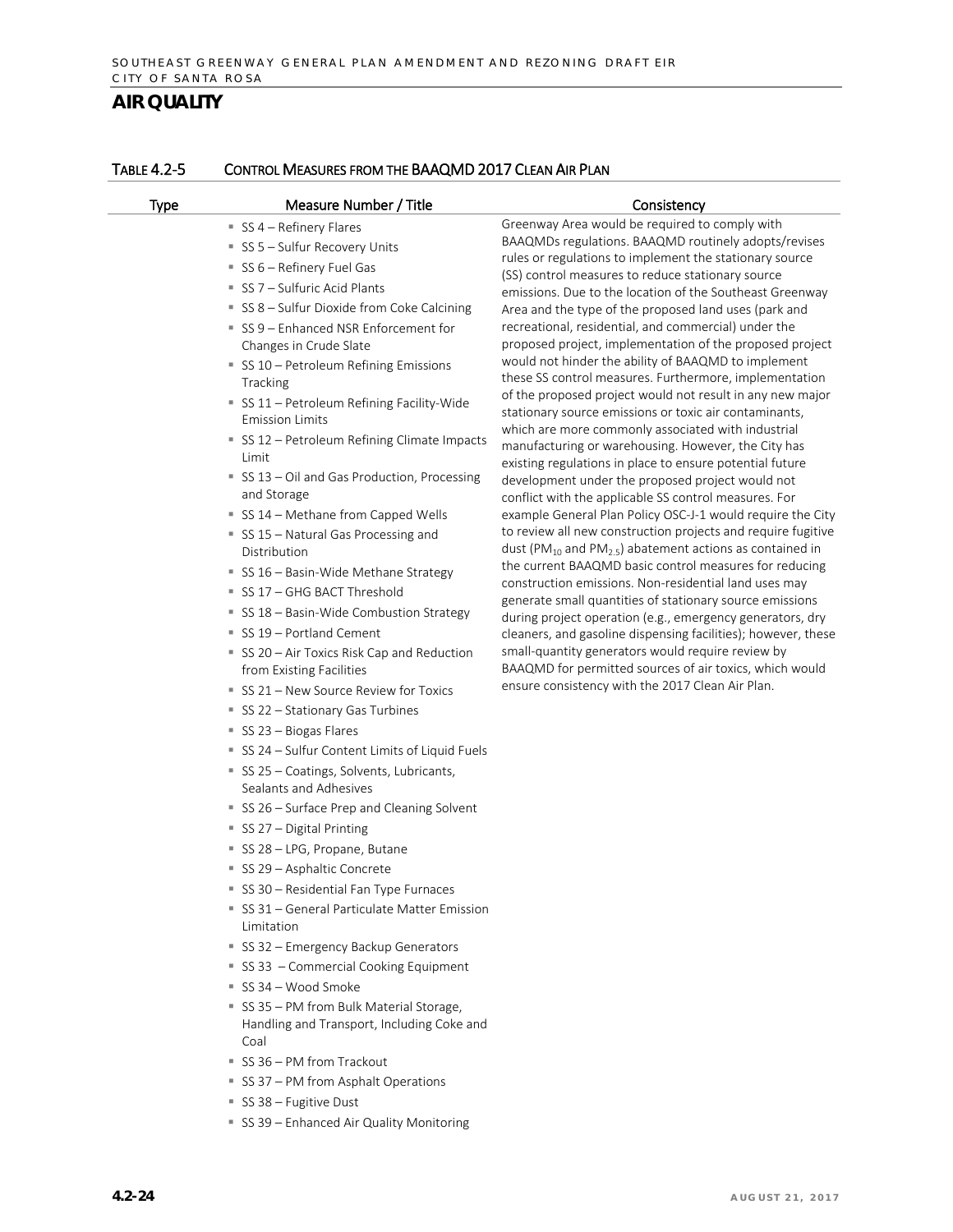## AIR QUALITY

TABLE 4.2-5 CONTROL MEASURES FROM THE BAAQMD 2017 CLEAN AIR PLAN

| Type | Measure Number / Title | Consistency |
|---|---|---|
| | ▪ SS 4 – Refinery Flares<br>▪ SS 5 – Sulfur Recovery Units<br>▪ SS 6 – Refinery Fuel Gas<br>▪ SS 7 – Sulfuric Acid Plants<br>▪ SS 8 – Sulfur Dioxide from Coke Calcining<br>▪ SS 9 – Enhanced NSR Enforcement for Changes in Crude Slate<br>▪ SS 10 – Petroleum Refining Emissions Tracking<br>▪ SS 11 – Petroleum Refining Facility-Wide Emission Limits<br>▪ SS 12 – Petroleum Refining Climate Impacts Limit<br>▪ SS 13 – Oil and Gas Production, Processing and Storage<br>▪ SS 14 – Methane from Capped Wells<br>▪ SS 15 – Natural Gas Processing and Distribution<br>▪ SS 16 – Basin-Wide Methane Strategy<br>▪ SS 17 – GHG BACT Threshold<br>▪ SS 18 – Basin-Wide Combustion Strategy<br>▪ SS 19 – Portland Cement<br>▪ SS 20 – Air Toxics Risk Cap and Reduction from Existing Facilities<br>▪ SS 21 – New Source Review for Toxics<br>▪ SS 22 – Stationary Gas Turbines<br>▪ SS 23 – Biogas Flares<br>▪ SS 24 – Sulfur Content Limits of Liquid Fuels<br>▪ SS 25 – Coatings, Solvents, Lubricants, Sealants and Adhesives<br>▪ SS 26 – Surface Prep and Cleaning Solvent<br>▪ SS 27 – Digital Printing<br>▪ SS 28 – LPG, Propane, Butane<br>▪ SS 29 – Asphaltic Concrete<br>▪ SS 30 – Residential Fan Type Furnaces<br>▪ SS 31 – General Particulate Matter Emission Limitation<br>▪ SS 32 – Emergency Backup Generators<br>▪ SS 33 – Commercial Cooking Equipment<br>▪ SS 34 – Wood Smoke<br>▪ SS 35 – PM from Bulk Material Storage, Handling and Transport, Including Coke and Coal<br>▪ SS 36 – PM from Trackout<br>▪ SS 37 – PM from Asphalt Operations<br>▪ SS 38 – Fugitive Dust<br>▪ SS 39 – Enhanced Air Quality Monitoring | Greenway Area would be required to comply with BAAQMDs regulations. BAAQMD routinely adopts/revises rules or regulations to implement the stationary source (SS) control measures to reduce stationary source emissions. Due to the location of the Southeast Greenway Area and the type of the proposed land uses (park and recreational, residential, and commercial) under the proposed project, implementation of the proposed project would not hinder the ability of BAAQMD to implement these SS control measures. Furthermore, implementation of the proposed project would not result in any new major stationary source emissions or toxic air contaminants, which are more commonly associated with industrial manufacturing or warehousing. However, the City has existing regulations in place to ensure potential future development under the proposed project would not conflict with the applicable SS control measures. For example General Plan Policy OSC-J-1 would require the City to review all new construction projects and require fugitive dust ($PM_{10}$ and $PM_{2.5}$) abatement actions as contained in the current BAAQMD basic control measures for reducing construction emissions. Non-residential land uses may generate small quantities of stationary source emissions during project operation (e.g., emergency generators, dry cleaners, and gasoline dispensing facilities); however, these small-quantity generators would require review by BAAQMD for permitted sources of air toxics, which would ensure consistency with the 2017 Clean Air Plan. |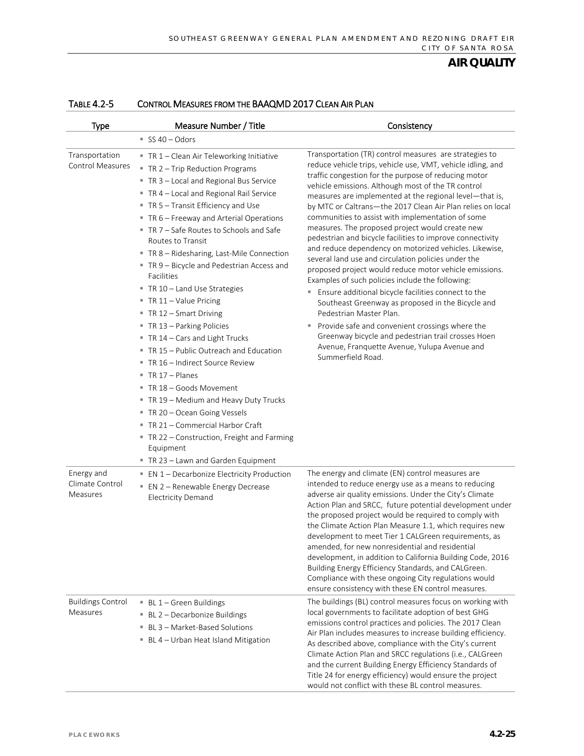**Table 4.2-5 Control Measures from the BAAQMD 2017 Clean Air Plan**

| Type | Measure Number / Title | Consistency |
|---|---|---|
| | ▪ SS 40 – Odors | |
| Transportation Control Measures | ▪ TR 1 – Clean Air Teleworking Initiative<br>▪ TR 2 – Trip Reduction Programs<br>▪ TR 3 – Local and Regional Bus Service<br>▪ TR 4 – Local and Regional Rail Service<br>▪ TR 5 – Transit Efficiency and Use<br>▪ TR 6 – Freeway and Arterial Operations<br>▪ TR 7 – Safe Routes to Schools and Safe Routes to Transit<br>▪ TR 8 – Ridesharing, Last-Mile Connection<br>▪ TR 9 – Bicycle and Pedestrian Access and Facilities<br>▪ TR 10 – Land Use Strategies<br>▪ TR 11 – Value Pricing<br>▪ TR 12 – Smart Driving<br>▪ TR 13 – Parking Policies<br>▪ TR 14 – Cars and Light Trucks<br>▪ TR 15 – Public Outreach and Education<br>▪ TR 16 – Indirect Source Review<br>▪ TR 17 – Planes<br>▪ TR 18 – Goods Movement<br>▪ TR 19 – Medium and Heavy Duty Trucks<br>▪ TR 20 – Ocean Going Vessels<br>▪ TR 21 – Commercial Harbor Craft<br>▪ TR 22 – Construction, Freight and Farming Equipment<br>▪ TR 23 – Lawn and Garden Equipment | Transportation (TR) control measures are strategies to reduce vehicle trips, vehicle use, VMT, vehicle idling, and traffic congestion for the purpose of reducing motor vehicle emissions. Although most of the TR control measures are implemented at the regional level—that is, by MTC or Caltrans—the 2017 Clean Air Plan relies on local communities to assist with implementation of some measures. The proposed project would create new pedestrian and bicycle facilities to improve connectivity and reduce dependency on motorized vehicles. Likewise, several land use and circulation policies under the proposed project would reduce motor vehicle emissions. Examples of such policies include the following:<br>▪ Ensure additional bicycle facilities connect to the Southeast Greenway as proposed in the Bicycle and Pedestrian Master Plan.<br>▪ Provide safe and convenient crossings where the Greenway bicycle and pedestrian trail crosses Hoen Avenue, Franquette Avenue, Yulupa Avenue and Summerfield Road. |
| Energy and Climate Control Measures | ▪ EN 1 – Decarbonize Electricity Production<br>▪ EN 2 – Renewable Energy Decrease Electricity Demand | The energy and climate (EN) control measures are intended to reduce energy use as a means to reducing adverse air quality emissions. Under the City's Climate Action Plan and SRCC, future potential development under the proposed project would be required to comply with the Climate Action Plan Measure 1.1, which requires new development to meet Tier 1 CALGreen requirements, as amended, for new nonresidential and residential development, in addition to California Building Code, 2016 Building Energy Efficiency Standards, and CALGreen. Compliance with these ongoing City regulations would ensure consistency with these EN control measures. |
| Buildings Control Measures | ▪ BL 1 – Green Buildings<br>▪ BL 2 – Decarbonize Buildings<br>▪ BL 3 – Market-Based Solutions<br>▪ BL 4 – Urban Heat Island Mitigation | The buildings (BL) control measures focus on working with local governments to facilitate adoption of best GHG emissions control practices and policies. The 2017 Clean Air Plan includes measures to increase building efficiency. As described above, compliance with the City's current Climate Action Plan and SRCC regulations (i.e., CALGreen and the current Building Energy Efficiency Standards of Title 24 for energy efficiency) would ensure the project would not conflict with these BL control measures. |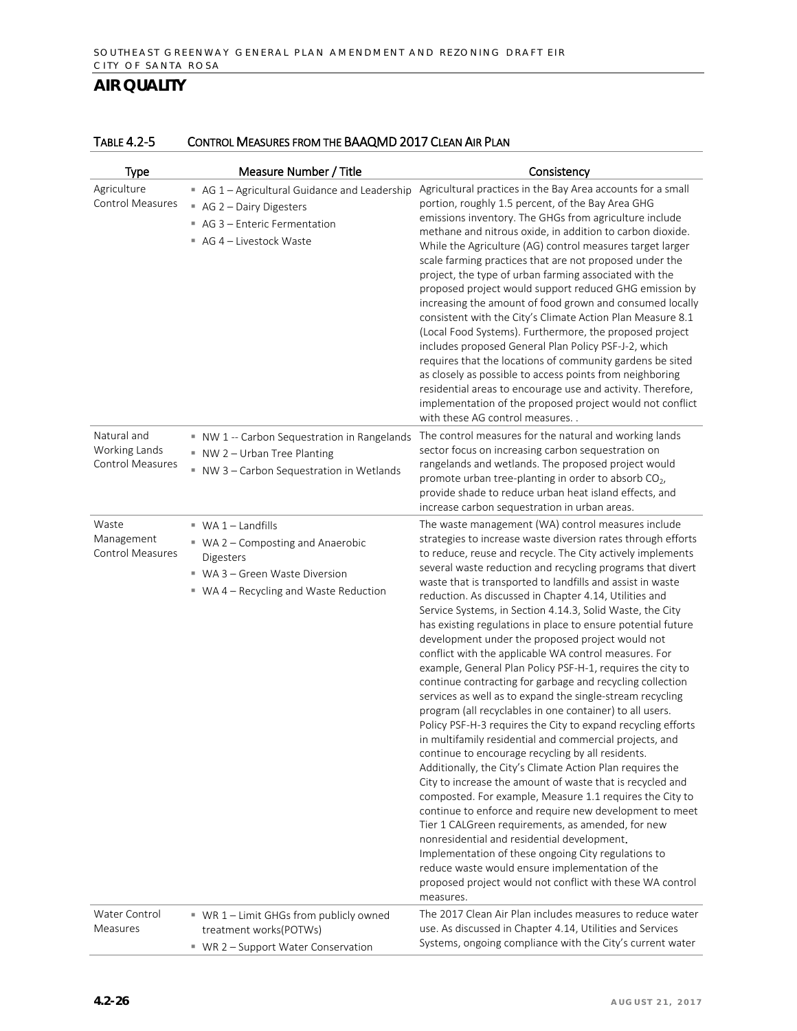# AIR QUALITY

TABLE 4.2-5 CONTROL MEASURES FROM THE BAAQMD 2017 CLEAN AIR PLAN

| Type | Measure Number / Title | Consistency |
|---|---|---|
| Agriculture Control Measures | ▪ AG 1 – Agricultural Guidance and Leadership<br>▪ AG 2 – Dairy Digesters<br>▪ AG 3 – Enteric Fermentation<br>▪ AG 4 – Livestock Waste | Agricultural practices in the Bay Area accounts for a small portion, roughly 1.5 percent, of the Bay Area GHG emissions inventory. The GHGs from agriculture include methane and nitrous oxide, in addition to carbon dioxide. While the Agriculture (AG) control measures target larger scale farming practices that are not proposed under the project, the type of urban farming associated with the proposed project would support reduced GHG emission by increasing the amount of food grown and consumed locally consistent with the City's Climate Action Plan Measure 8.1 (Local Food Systems). Furthermore, the proposed project includes proposed General Plan Policy PSF-J-2, which requires that the locations of community gardens be sited as closely as possible to access points from neighboring residential areas to encourage use and activity. Therefore, implementation of the proposed project would not conflict with these AG control measures. . |
| Natural and Working Lands Control Measures | ▪ NW 1 -- Carbon Sequestration in Rangelands<br>▪ NW 2 – Urban Tree Planting<br>▪ NW 3 – Carbon Sequestration in Wetlands | The control measures for the natural and working lands sector focus on increasing carbon sequestration on rangelands and wetlands. The proposed project would promote urban tree-planting in order to absorb $CO_2$, provide shade to reduce urban heat island effects, and increase carbon sequestration in urban areas. |
| Waste Management Control Measures | ▪ WA 1 – Landfills<br>▪ WA 2 – Composting and Anaerobic Digesters<br>▪ WA 3 – Green Waste Diversion<br>▪ WA 4 – Recycling and Waste Reduction | The waste management (WA) control measures include strategies to increase waste diversion rates through efforts to reduce, reuse and recycle. The City actively implements several waste reduction and recycling programs that divert waste that is transported to landfills and assist in waste reduction. As discussed in Chapter 4.14, Utilities and Service Systems, in Section 4.14.3, Solid Waste, the City has existing regulations in place to ensure potential future development under the proposed project would not conflict with the applicable WA control measures. For example, General Plan Policy PSF-H-1, requires the city to continue contracting for garbage and recycling collection services as well as to expand the single-stream recycling program (all recyclables in one container) to all users. Policy PSF-H-3 requires the City to expand recycling efforts in multifamily residential and commercial projects, and continue to encourage recycling by all residents. Additionally, the City's Climate Action Plan requires the City to increase the amount of waste that is recycled and composted. For example, Measure 1.1 requires the City to continue to enforce and require new development to meet Tier 1 CALGreen requirements, as amended, for new nonresidential and residential development. Implementation of these ongoing City regulations to reduce waste would ensure implementation of the proposed project would not conflict with these WA control measures. |
| Water Control Measures | ▪ WR 1 – Limit GHGs from publicly owned treatment works(POTWs)<br>▪ WR 2 – Support Water Conservation | The 2017 Clean Air Plan includes measures to reduce water use. As discussed in Chapter 4.14, Utilities and Services Systems, ongoing compliance with the City's current water |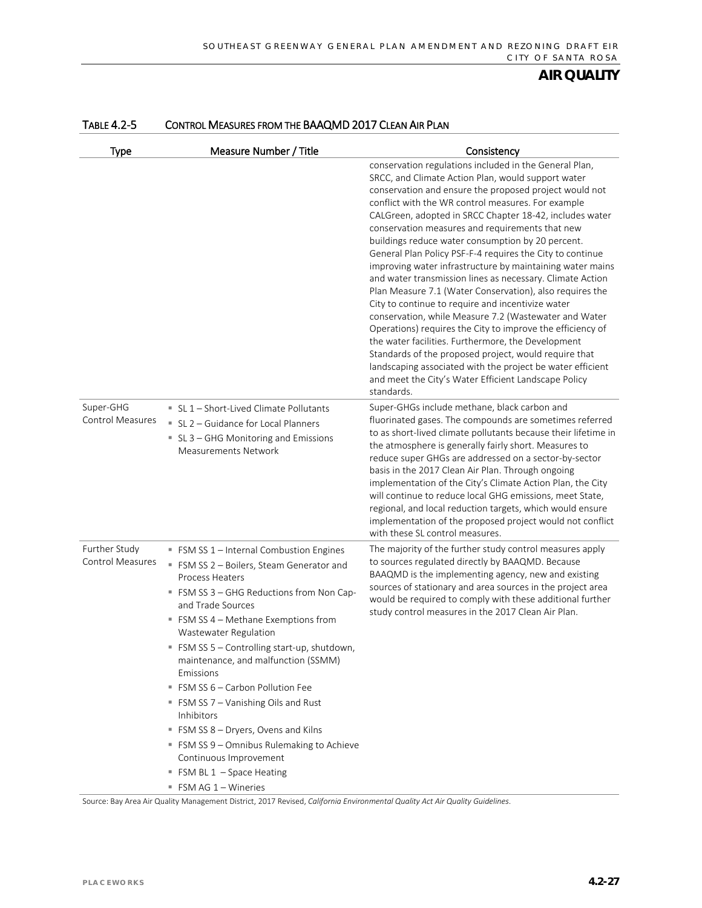## TABLE 4.2-5 CONTROL MEASURES FROM THE BAAQMD 2017 CLEAN AIR PLAN

| Type | Measure Number / Title | Consistency |
|---|---|---|
| | | conservation regulations included in the General Plan, SRCC, and Climate Action Plan, would support water conservation and ensure the proposed project would not conflict with the WR control measures. For example CALGreen, adopted in SRCC Chapter 18-42, includes water conservation measures and requirements that new buildings reduce water consumption by 20 percent. General Plan Policy PSF-F-4 requires the City to continue improving water infrastructure by maintaining water mains and water transmission lines as necessary. Climate Action Plan Measure 7.1 (Water Conservation), also requires the City to continue to require and incentivize water conservation, while Measure 7.2 (Wastewater and Water Operations) requires the City to improve the efficiency of the water facilities. Furthermore, the Development Standards of the proposed project, would require that landscaping associated with the project be water efficient and meet the City's Water Efficient Landscape Policy standards. |
| Super-GHG Control Measures | ▪ SL 1 – Short-Lived Climate Pollutants<br>▪ SL 2 – Guidance for Local Planners<br>▪ SL 3 – GHG Monitoring and Emissions Measurements Network | Super-GHGs include methane, black carbon and fluorinated gases. The compounds are sometimes referred to as short-lived climate pollutants because their lifetime in the atmosphere is generally fairly short. Measures to reduce super GHGs are addressed on a sector-by-sector basis in the 2017 Clean Air Plan. Through ongoing implementation of the City's Climate Action Plan, the City will continue to reduce local GHG emissions, meet State, regional, and local reduction targets, which would ensure implementation of the proposed project would not conflict with these SL control measures. |
| Further Study Control Measures | ▪ FSM SS 1 – Internal Combustion Engines<br>▪ FSM SS 2 – Boilers, Steam Generator and Process Heaters<br>▪ FSM SS 3 – GHG Reductions from Non Cap-and Trade Sources<br>▪ FSM SS 4 – Methane Exemptions from Wastewater Regulation<br>▪ FSM SS 5 – Controlling start-up, shutdown, maintenance, and malfunction (SSMM) Emissions<br>▪ FSM SS 6 – Carbon Pollution Fee<br>▪ FSM SS 7 – Vanishing Oils and Rust Inhibitors<br>▪ FSM SS 8 – Dryers, Ovens and Kilns<br>▪ FSM SS 9 – Omnibus Rulemaking to Achieve Continuous Improvement<br>▪ FSM BL 1 – Space Heating<br>▪ FSM AG 1 – Wineries | The majority of the further study control measures apply to sources regulated directly by BAAQMD. Because BAAQMD is the implementing agency, new and existing sources of stationary and area sources in the project area would be required to comply with these additional further study control measures in the 2017 Clean Air Plan. |

Source: Bay Area Air Quality Management District, 2017 Revised, *California Environmental Quality Act Air Quality Guidelines*.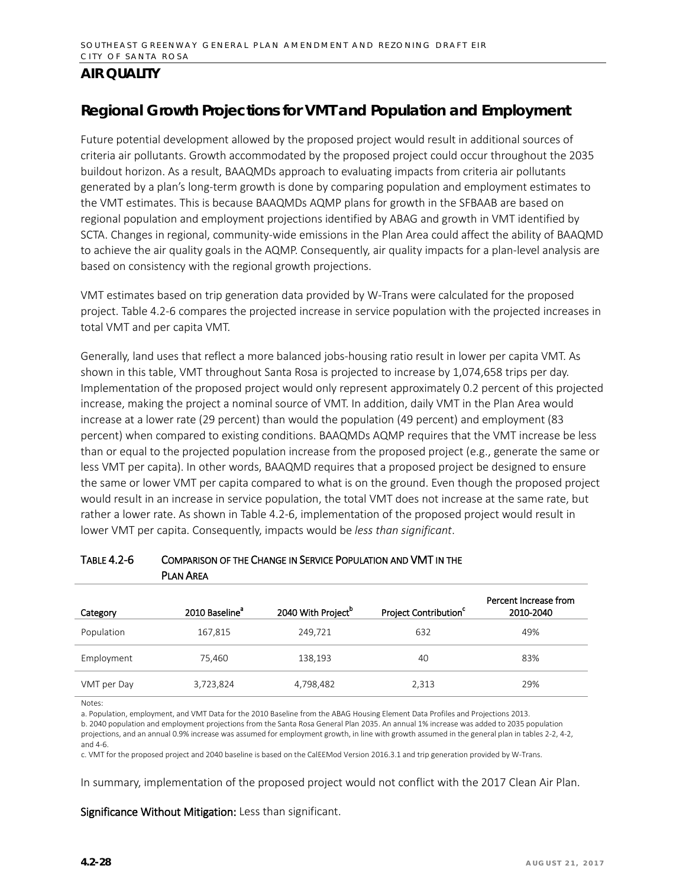## AIR QUALITY

## Regional Growth Projections for VMT and Population and Employment

Future potential development allowed by the proposed project would result in additional sources of criteria air pollutants. Growth accommodated by the proposed project could occur throughout the 2035 buildout horizon. As a result, BAAQMDs approach to evaluating impacts from criteria air pollutants generated by a plan's long-term growth is done by comparing population and employment estimates to the VMT estimates. This is because BAAQMDs AQMP plans for growth in the SFBAAB are based on regional population and employment projections identified by ABAG and growth in VMT identified by SCTA. Changes in regional, community-wide emissions in the Plan Area could affect the ability of BAAQMD to achieve the air quality goals in the AQMP. Consequently, air quality impacts for a plan-level analysis are based on consistency with the regional growth projections.

VMT estimates based on trip generation data provided by W-Trans were calculated for the proposed project. Table 4.2-6 compares the projected increase in service population with the projected increases in total VMT and per capita VMT.

Generally, land uses that reflect a more balanced jobs-housing ratio result in lower per capita VMT. As shown in this table, VMT throughout Santa Rosa is projected to increase by 1,074,658 trips per day. Implementation of the proposed project would only represent approximately 0.2 percent of this projected increase, making the project a nominal source of VMT. In addition, daily VMT in the Plan Area would increase at a lower rate (29 percent) than would the population (49 percent) and employment (83 percent) when compared to existing conditions. BAAQMDs AQMP requires that the VMT increase be less than or equal to the projected population increase from the proposed project (e.g., generate the same or less VMT per capita). In other words, BAAQMD requires that a proposed project be designed to ensure the same or lower VMT per capita compared to what is on the ground. Even though the proposed project would result in an increase in service population, the total VMT does not increase at the same rate, but rather a lower rate. As shown in Table 4.2-6, implementation of the proposed project would result in lower VMT per capita. Consequently, impacts would be *less than significant*.

**TABLE 4.2-6 COMPARISON OF THE CHANGE IN SERVICE POPULATION AND VMT IN THE PLAN AREA**

| Category | 2010 Baseline[a] | 2040 With Project[b] | Project Contribution[c] | Percent Increase from 2010-2040 |
|---|---|---|---|---|
| Population | 167,815 | 249,721 | 632 | 49% |
| Employment | 75,460 | 138,193 | 40 | 83% |
| VMT per Day | 3,723,824 | 4,798,482 | 2,313 | 29% |

Notes:

a. Population, employment, and VMT Data for the 2010 Baseline from the ABAG Housing Element Data Profiles and Projections 2013.

b. 2040 population and employment projections from the Santa Rosa General Plan 2035. An annual 1% increase was added to 2035 population projections, and an annual 0.9% increase was assumed for employment growth, in line with growth assumed in the general plan in tables 2-2, 4-2, and 4-6.

c. VMT for the proposed project and 2040 baseline is based on the CalEEMod Version 2016.3.1 and trip generation provided by W-Trans.

In summary, implementation of the proposed project would not conflict with the 2017 Clean Air Plan.

**Significance Without Mitigation:** Less than significant.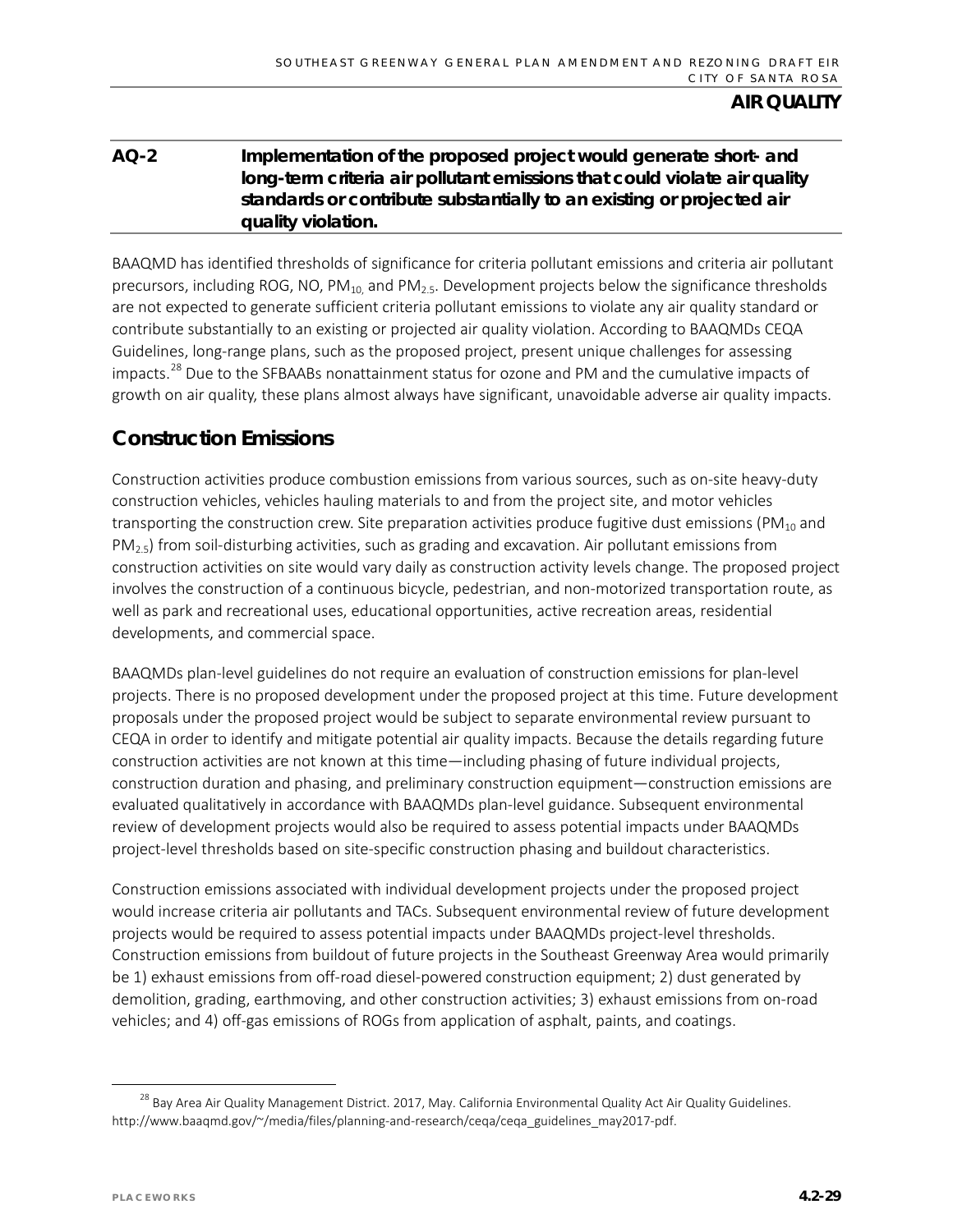**AQ-2 Implementation of the proposed project would generate short- and long-term criteria air pollutant emissions that could violate air quality standards or contribute substantially to an existing or projected air quality violation.**

BAAQMD has identified thresholds of significance for criteria pollutant emissions and criteria air pollutant precursors, including ROG, NO, $PM_{10,}$ and $PM_{2.5}$. Development projects below the significance thresholds are not expected to generate sufficient criteria pollutant emissions to violate any air quality standard or contribute substantially to an existing or projected air quality violation. According to BAAQMDs CEQA Guidelines, long-range plans, such as the proposed project, present unique challenges for assessing impacts.[28] Due to the SFBAABs nonattainment status for ozone and PM and the cumulative impacts of growth on air quality, these plans almost always have significant, unavoidable adverse air quality impacts.

## Construction Emissions

Construction activities produce combustion emissions from various sources, such as on-site heavy-duty construction vehicles, vehicles hauling materials to and from the project site, and motor vehicles transporting the construction crew. Site preparation activities produce fugitive dust emissions ($PM_{10}$ and $PM_{2.5}$) from soil-disturbing activities, such as grading and excavation. Air pollutant emissions from construction activities on site would vary daily as construction activity levels change. The proposed project involves the construction of a continuous bicycle, pedestrian, and non-motorized transportation route, as well as park and recreational uses, educational opportunities, active recreation areas, residential developments, and commercial space.

BAAQMDs plan-level guidelines do not require an evaluation of construction emissions for plan-level projects. There is no proposed development under the proposed project at this time. Future development proposals under the proposed project would be subject to separate environmental review pursuant to CEQA in order to identify and mitigate potential air quality impacts. Because the details regarding future construction activities are not known at this time—including phasing of future individual projects, construction duration and phasing, and preliminary construction equipment—construction emissions are evaluated qualitatively in accordance with BAAQMDs plan-level guidance. Subsequent environmental review of development projects would also be required to assess potential impacts under BAAQMDs project-level thresholds based on site-specific construction phasing and buildout characteristics.

Construction emissions associated with individual development projects under the proposed project would increase criteria air pollutants and TACs. Subsequent environmental review of future development projects would be required to assess potential impacts under BAAQMDs project-level thresholds. Construction emissions from buildout of future projects in the Southeast Greenway Area would primarily be 1) exhaust emissions from off-road diesel-powered construction equipment; 2) dust generated by demolition, grading, earthmoving, and other construction activities; 3) exhaust emissions from on-road vehicles; and 4) off-gas emissions of ROGs from application of asphalt, paints, and coatings.

---

[28] Bay Area Air Quality Management District. 2017, May. California Environmental Quality Act Air Quality Guidelines. http://www.baaqmd.gov/~/media/files/planning-and-research/ceqa/ceqa_guidelines_may2017-pdf.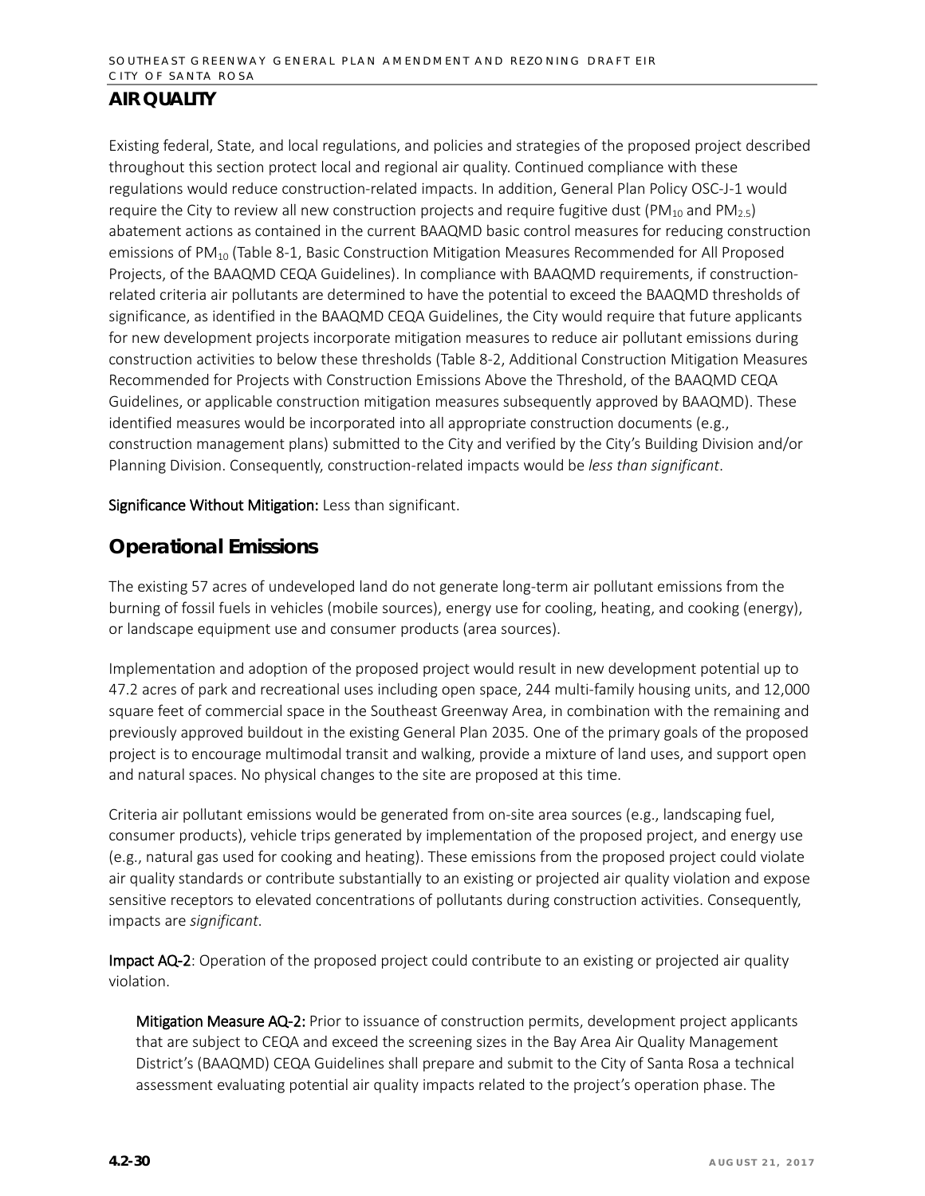## AIR QUALITY

Existing federal, State, and local regulations, and policies and strategies of the proposed project described throughout this section protect local and regional air quality. Continued compliance with these regulations would reduce construction-related impacts. In addition, General Plan Policy OSC-J-1 would require the City to review all new construction projects and require fugitive dust ($PM_{10}$ and $PM_{2.5}$) abatement actions as contained in the current BAAQMD basic control measures for reducing construction emissions of $PM_{10}$ (Table 8-1, Basic Construction Mitigation Measures Recommended for All Proposed Projects, of the BAAQMD CEQA Guidelines). In compliance with BAAQMD requirements, if construction-related criteria air pollutants are determined to have the potential to exceed the BAAQMD thresholds of significance, as identified in the BAAQMD CEQA Guidelines, the City would require that future applicants for new development projects incorporate mitigation measures to reduce air pollutant emissions during construction activities to below these thresholds (Table 8-2, Additional Construction Mitigation Measures Recommended for Projects with Construction Emissions Above the Threshold, of the BAAQMD CEQA Guidelines, or applicable construction mitigation measures subsequently approved by BAAQMD). These identified measures would be incorporated into all appropriate construction documents (e.g., construction management plans) submitted to the City and verified by the City's Building Division and/or Planning Division. Consequently, construction-related impacts would be *less than significant*.

**Significance Without Mitigation:** Less than significant.

### Operational Emissions

The existing 57 acres of undeveloped land do not generate long-term air pollutant emissions from the burning of fossil fuels in vehicles (mobile sources), energy use for cooling, heating, and cooking (energy), or landscape equipment use and consumer products (area sources).

Implementation and adoption of the proposed project would result in new development potential up to 47.2 acres of park and recreational uses including open space, 244 multi-family housing units, and 12,000 square feet of commercial space in the Southeast Greenway Area, in combination with the remaining and previously approved buildout in the existing General Plan 2035. One of the primary goals of the proposed project is to encourage multimodal transit and walking, provide a mixture of land uses, and support open and natural spaces. No physical changes to the site are proposed at this time.

Criteria air pollutant emissions would be generated from on-site area sources (e.g., landscaping fuel, consumer products), vehicle trips generated by implementation of the proposed project, and energy use (e.g., natural gas used for cooking and heating). These emissions from the proposed project could violate air quality standards or contribute substantially to an existing or projected air quality violation and expose sensitive receptors to elevated concentrations of pollutants during construction activities. Consequently, impacts are *significant*.

**Impact AQ-2**: Operation of the proposed project could contribute to an existing or projected air quality violation.

**Mitigation Measure AQ-2:** Prior to issuance of construction permits, development project applicants that are subject to CEQA and exceed the screening sizes in the Bay Area Air Quality Management District's (BAAQMD) CEQA Guidelines shall prepare and submit to the City of Santa Rosa a technical assessment evaluating potential air quality impacts related to the project's operation phase. The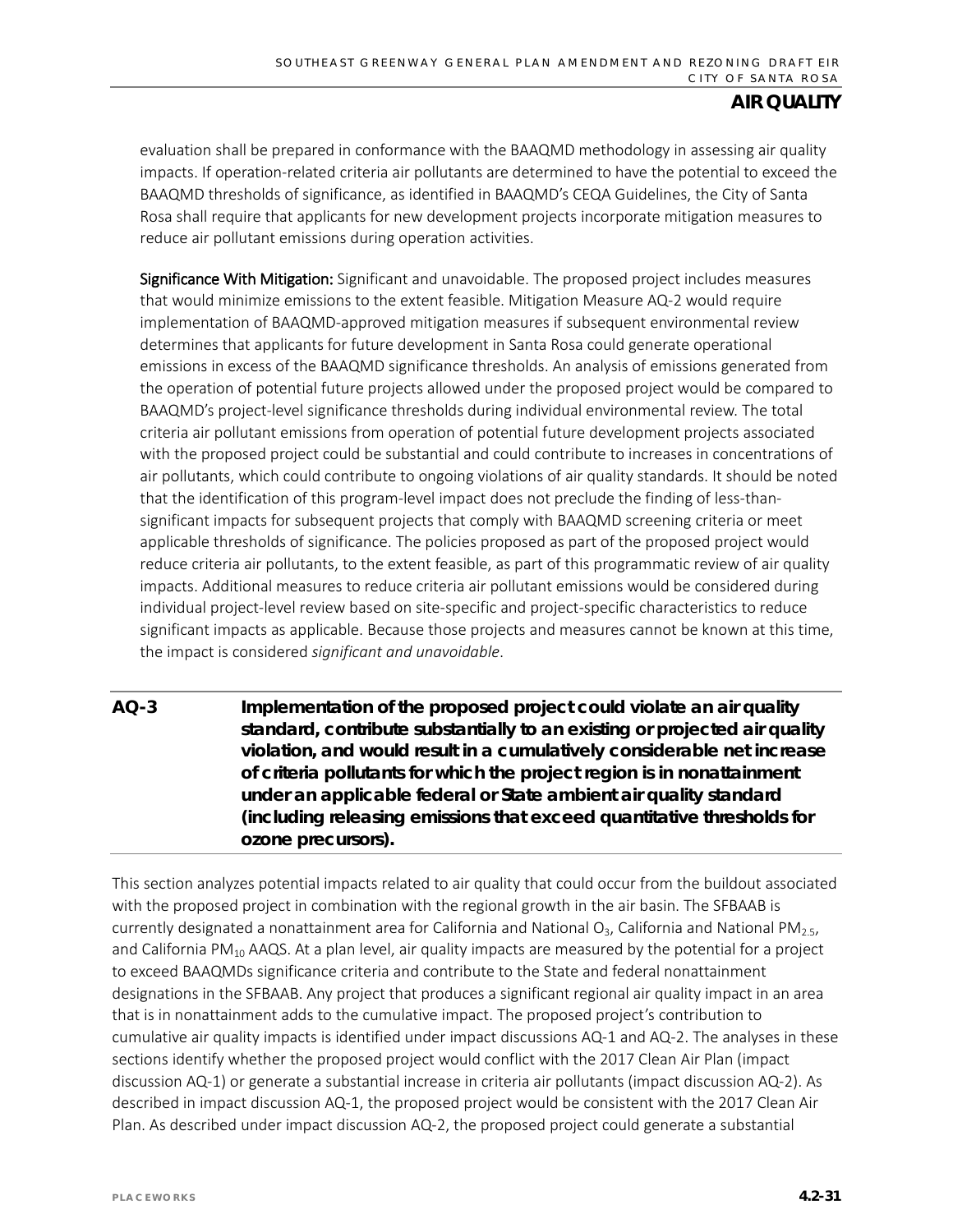evaluation shall be prepared in conformance with the BAAQMD methodology in assessing air quality impacts. If operation-related criteria air pollutants are determined to have the potential to exceed the BAAQMD thresholds of significance, as identified in BAAQMD's CEQA Guidelines, the City of Santa Rosa shall require that applicants for new development projects incorporate mitigation measures to reduce air pollutant emissions during operation activities.

Significance With Mitigation: Significant and unavoidable. The proposed project includes measures that would minimize emissions to the extent feasible. Mitigation Measure AQ-2 would require implementation of BAAQMD-approved mitigation measures if subsequent environmental review determines that applicants for future development in Santa Rosa could generate operational emissions in excess of the BAAQMD significance thresholds. An analysis of emissions generated from the operation of potential future projects allowed under the proposed project would be compared to BAAQMD's project-level significance thresholds during individual environmental review. The total criteria air pollutant emissions from operation of potential future development projects associated with the proposed project could be substantial and could contribute to increases in concentrations of air pollutants, which could contribute to ongoing violations of air quality standards. It should be noted that the identification of this program-level impact does not preclude the finding of less-than-significant impacts for subsequent projects that comply with BAAQMD screening criteria or meet applicable thresholds of significance. The policies proposed as part of the proposed project would reduce criteria air pollutants, to the extent feasible, as part of this programmatic review of air quality impacts. Additional measures to reduce criteria air pollutant emissions would be considered during individual project-level review based on site-specific and project-specific characteristics to reduce significant impacts as applicable. Because those projects and measures cannot be known at this time, the impact is considered *significant and unavoidable*.

**AQ-3 Implementation of the proposed project could violate an air quality standard, contribute substantially to an existing or projected air quality violation, and would result in a cumulatively considerable net increase of criteria pollutants for which the project region is in nonattainment under an applicable federal or State ambient air quality standard (including releasing emissions that exceed quantitative thresholds for ozone precursors).**

This section analyzes potential impacts related to air quality that could occur from the buildout associated with the proposed project in combination with the regional growth in the air basin. The SFBAAB is currently designated a nonattainment area for California and National $O_3$, California and National $PM_{2.5}$, and California $PM_{10}$ AAQS. At a plan level, air quality impacts are measured by the potential for a project to exceed BAAQMDs significance criteria and contribute to the State and federal nonattainment designations in the SFBAAB. Any project that produces a significant regional air quality impact in an area that is in nonattainment adds to the cumulative impact. The proposed project's contribution to cumulative air quality impacts is identified under impact discussions AQ-1 and AQ-2. The analyses in these sections identify whether the proposed project would conflict with the 2017 Clean Air Plan (impact discussion AQ-1) or generate a substantial increase in criteria air pollutants (impact discussion AQ-2). As described in impact discussion AQ-1, the proposed project would be consistent with the 2017 Clean Air Plan. As described under impact discussion AQ-2, the proposed project could generate a substantial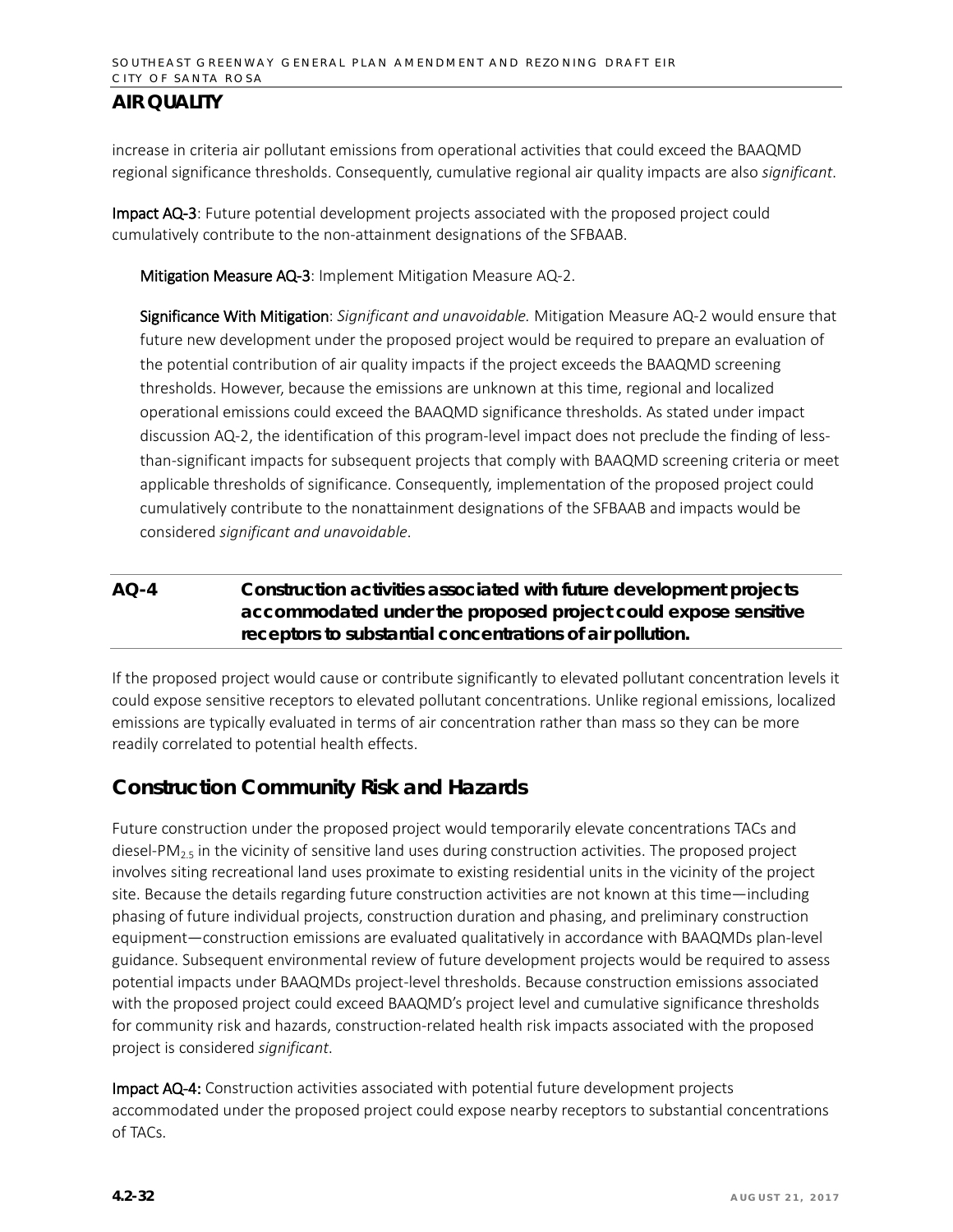## AIR QUALITY

increase in criteria air pollutant emissions from operational activities that could exceed the BAAQMD regional significance thresholds. Consequently, cumulative regional air quality impacts are also *significant*.

**Impact AQ-3**: Future potential development projects associated with the proposed project could cumulatively contribute to the non-attainment designations of the SFBAAB.

**Mitigation Measure AQ-3**: Implement Mitigation Measure AQ-2.

**Significance With Mitigation**: *Significant and unavoidable.* Mitigation Measure AQ-2 would ensure that future new development under the proposed project would be required to prepare an evaluation of the potential contribution of air quality impacts if the project exceeds the BAAQMD screening thresholds. However, because the emissions are unknown at this time, regional and localized operational emissions could exceed the BAAQMD significance thresholds. As stated under impact discussion AQ-2, the identification of this program-level impact does not preclude the finding of less-than-significant impacts for subsequent projects that comply with BAAQMD screening criteria or meet applicable thresholds of significance. Consequently, implementation of the proposed project could cumulatively contribute to the nonattainment designations of the SFBAAB and impacts would be considered *significant and unavoidable*.

### AQ-4 Construction activities associated with future development projects accommodated under the proposed project could expose sensitive receptors to substantial concentrations of air pollution.

If the proposed project would cause or contribute significantly to elevated pollutant concentration levels it could expose sensitive receptors to elevated pollutant concentrations. Unlike regional emissions, localized emissions are typically evaluated in terms of air concentration rather than mass so they can be more readily correlated to potential health effects.

## Construction Community Risk and Hazards

Future construction under the proposed project would temporarily elevate concentrations TACs and diesel-$PM_{2.5}$ in the vicinity of sensitive land uses during construction activities. The proposed project involves siting recreational land uses proximate to existing residential units in the vicinity of the project site. Because the details regarding future construction activities are not known at this time—including phasing of future individual projects, construction duration and phasing, and preliminary construction equipment—construction emissions are evaluated qualitatively in accordance with BAAQMDs plan-level guidance. Subsequent environmental review of future development projects would be required to assess potential impacts under BAAQMDs project-level thresholds. Because construction emissions associated with the proposed project could exceed BAAQMD's project level and cumulative significance thresholds for community risk and hazards, construction-related health risk impacts associated with the proposed project is considered *significant*.

**Impact AQ-4:** Construction activities associated with potential future development projects accommodated under the proposed project could expose nearby receptors to substantial concentrations of TACs.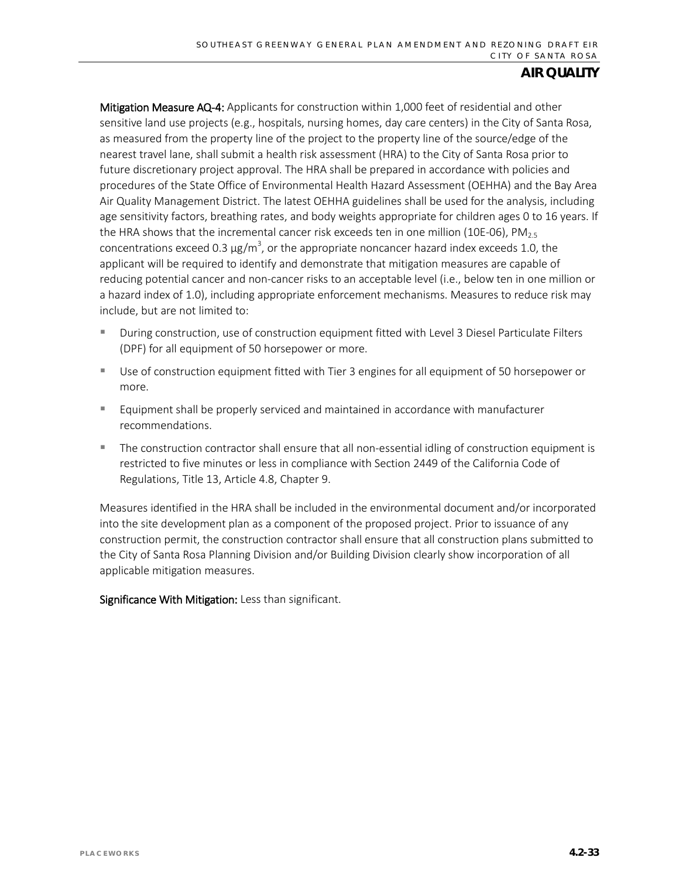**Mitigation Measure AQ-4:** Applicants for construction within 1,000 feet of residential and other sensitive land use projects (e.g., hospitals, nursing homes, day care centers) in the City of Santa Rosa, as measured from the property line of the project to the property line of the source/edge of the nearest travel lane, shall submit a health risk assessment (HRA) to the City of Santa Rosa prior to future discretionary project approval. The HRA shall be prepared in accordance with policies and procedures of the State Office of Environmental Health Hazard Assessment (OEHHA) and the Bay Area Air Quality Management District. The latest OEHHA guidelines shall be used for the analysis, including age sensitivity factors, breathing rates, and body weights appropriate for children ages 0 to 16 years. If the HRA shows that the incremental cancer risk exceeds ten in one million (10E-06), $PM_{2.5}$ concentrations exceed 0.3 µg/m$^3$, or the appropriate noncancer hazard index exceeds 1.0, the applicant will be required to identify and demonstrate that mitigation measures are capable of reducing potential cancer and non-cancer risks to an acceptable level (i.e., below ten in one million or a hazard index of 1.0), including appropriate enforcement mechanisms. Measures to reduce risk may include, but are not limited to:

- During construction, use of construction equipment fitted with Level 3 Diesel Particulate Filters (DPF) for all equipment of 50 horsepower or more.
- Use of construction equipment fitted with Tier 3 engines for all equipment of 50 horsepower or more.
- Equipment shall be properly serviced and maintained in accordance with manufacturer recommendations.
- The construction contractor shall ensure that all non-essential idling of construction equipment is restricted to five minutes or less in compliance with Section 2449 of the California Code of Regulations, Title 13, Article 4.8, Chapter 9.

Measures identified in the HRA shall be included in the environmental document and/or incorporated into the site development plan as a component of the proposed project. Prior to issuance of any construction permit, the construction contractor shall ensure that all construction plans submitted to the City of Santa Rosa Planning Division and/or Building Division clearly show incorporation of all applicable mitigation measures.

**Significance With Mitigation:** Less than significant.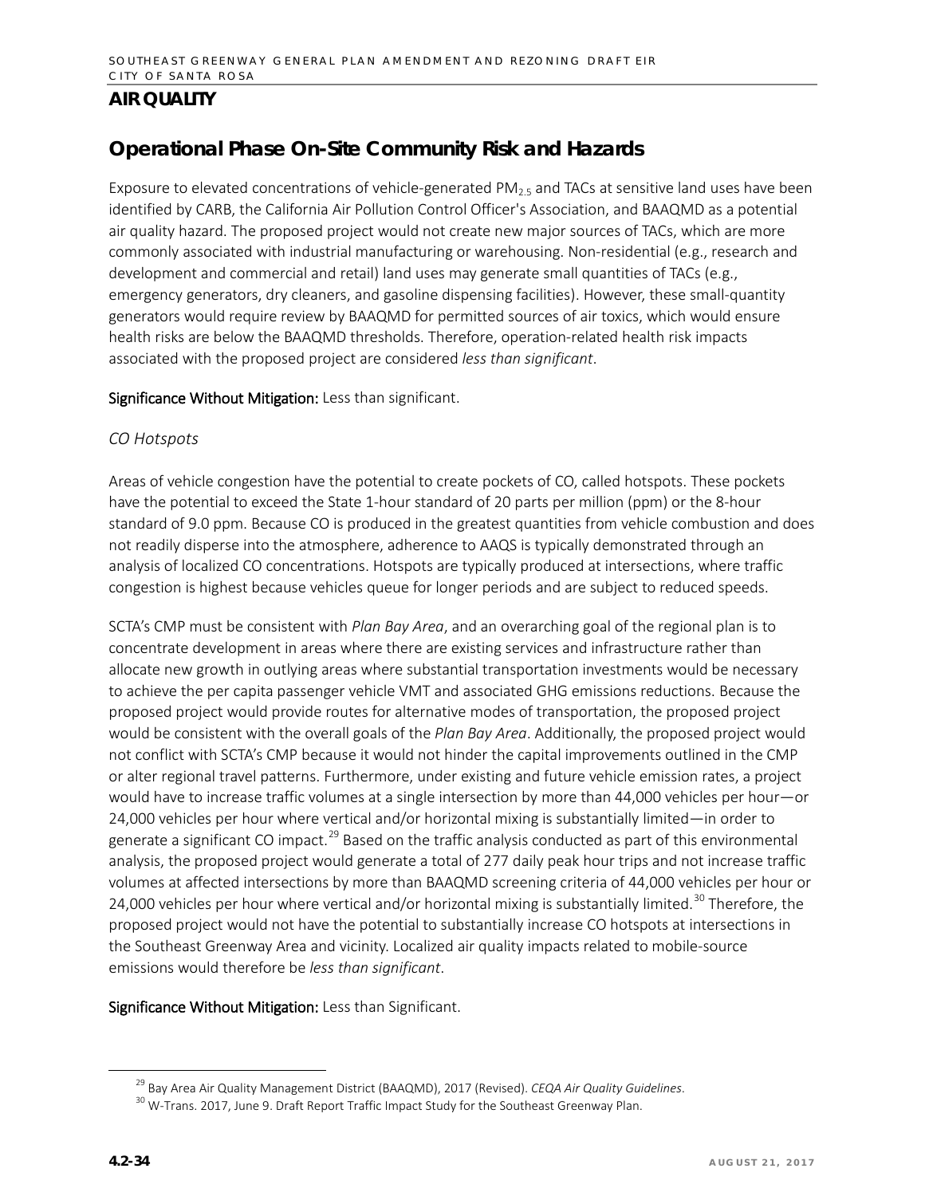## AIR QUALITY

## Operational Phase On-Site Community Risk and Hazards

Exposure to elevated concentrations of vehicle-generated $PM_{2.5}$ and TACs at sensitive land uses have been identified by CARB, the California Air Pollution Control Officer's Association, and BAAQMD as a potential air quality hazard. The proposed project would not create new major sources of TACs, which are more commonly associated with industrial manufacturing or warehousing. Non-residential (e.g., research and development and commercial and retail) land uses may generate small quantities of TACs (e.g., emergency generators, dry cleaners, and gasoline dispensing facilities). However, these small-quantity generators would require review by BAAQMD for permitted sources of air toxics, which would ensure health risks are below the BAAQMD thresholds. Therefore, operation-related health risk impacts associated with the proposed project are considered *less than significant*.

**Significance Without Mitigation:** Less than significant.

*CO Hotspots*

Areas of vehicle congestion have the potential to create pockets of CO, called hotspots. These pockets have the potential to exceed the State 1-hour standard of 20 parts per million (ppm) or the 8-hour standard of 9.0 ppm. Because CO is produced in the greatest quantities from vehicle combustion and does not readily disperse into the atmosphere, adherence to AAQS is typically demonstrated through an analysis of localized CO concentrations. Hotspots are typically produced at intersections, where traffic congestion is highest because vehicles queue for longer periods and are subject to reduced speeds.

SCTA's CMP must be consistent with *Plan Bay Area*, and an overarching goal of the regional plan is to concentrate development in areas where there are existing services and infrastructure rather than allocate new growth in outlying areas where substantial transportation investments would be necessary to achieve the per capita passenger vehicle VMT and associated GHG emissions reductions. Because the proposed project would provide routes for alternative modes of transportation, the proposed project would be consistent with the overall goals of the *Plan Bay Area*. Additionally, the proposed project would not conflict with SCTA's CMP because it would not hinder the capital improvements outlined in the CMP or alter regional travel patterns. Furthermore, under existing and future vehicle emission rates, a project would have to increase traffic volumes at a single intersection by more than 44,000 vehicles per hour—or 24,000 vehicles per hour where vertical and/or horizontal mixing is substantially limited—in order to generate a significant CO impact.[29] Based on the traffic analysis conducted as part of this environmental analysis, the proposed project would generate a total of 277 daily peak hour trips and not increase traffic volumes at affected intersections by more than BAAQMD screening criteria of 44,000 vehicles per hour or 24,000 vehicles per hour where vertical and/or horizontal mixing is substantially limited.[30] Therefore, the proposed project would not have the potential to substantially increase CO hotspots at intersections in the Southeast Greenway Area and vicinity. Localized air quality impacts related to mobile-source emissions would therefore be *less than significant*.

**Significance Without Mitigation:** Less than Significant.

---

[29] Bay Area Air Quality Management District (BAAQMD), 2017 (Revised). *CEQA Air Quality Guidelines*.

[30] W-Trans. 2017, June 9. Draft Report Traffic Impact Study for the Southeast Greenway Plan.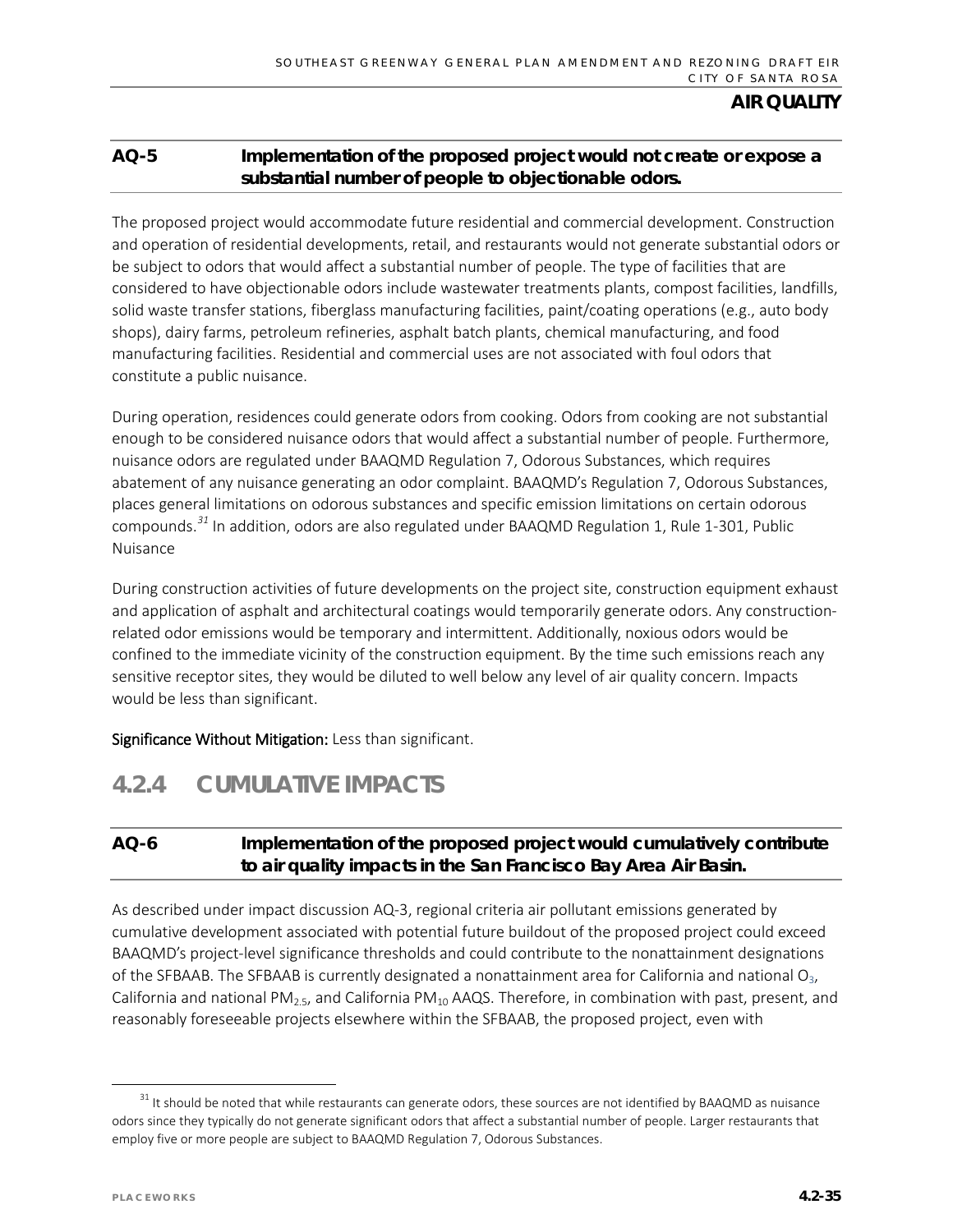**AQ-5 Implementation of the proposed project would not create or expose a substantial number of people to objectionable odors.**

The proposed project would accommodate future residential and commercial development. Construction and operation of residential developments, retail, and restaurants would not generate substantial odors or be subject to odors that would affect a substantial number of people. The type of facilities that are considered to have objectionable odors include wastewater treatments plants, compost facilities, landfills, solid waste transfer stations, fiberglass manufacturing facilities, paint/coating operations (e.g., auto body shops), dairy farms, petroleum refineries, asphalt batch plants, chemical manufacturing, and food manufacturing facilities. Residential and commercial uses are not associated with foul odors that constitute a public nuisance.

During operation, residences could generate odors from cooking. Odors from cooking are not substantial enough to be considered nuisance odors that would affect a substantial number of people. Furthermore, nuisance odors are regulated under BAAQMD Regulation 7, Odorous Substances, which requires abatement of any nuisance generating an odor complaint. BAAQMD's Regulation 7, Odorous Substances, places general limitations on odorous substances and specific emission limitations on certain odorous compounds.[31] In addition, odors are also regulated under BAAQMD Regulation 1, Rule 1-301, Public Nuisance

During construction activities of future developments on the project site, construction equipment exhaust and application of asphalt and architectural coatings would temporarily generate odors. Any construction-related odor emissions would be temporary and intermittent. Additionally, noxious odors would be confined to the immediate vicinity of the construction equipment. By the time such emissions reach any sensitive receptor sites, they would be diluted to well below any level of air quality concern. Impacts would be less than significant.

**Significance Without Mitigation:** Less than significant.

## 4.2.4 CUMULATIVE IMPACTS

**AQ-6 Implementation of the proposed project would cumulatively contribute to air quality impacts in the San Francisco Bay Area Air Basin.**

As described under impact discussion AQ-3, regional criteria air pollutant emissions generated by cumulative development associated with potential future buildout of the proposed project could exceed BAAQMD's project-level significance thresholds and could contribute to the nonattainment designations of the SFBAAB. The SFBAAB is currently designated a nonattainment area for California and national $O_3$, California and national $PM_{2.5}$, and California $PM_{10}$ AAQS. Therefore, in combination with past, present, and reasonably foreseeable projects elsewhere within the SFBAAB, the proposed project, even with

[31] It should be noted that while restaurants can generate odors, these sources are not identified by BAAQMD as nuisance odors since they typically do not generate significant odors that affect a substantial number of people. Larger restaurants that employ five or more people are subject to BAAQMD Regulation 7, Odorous Substances.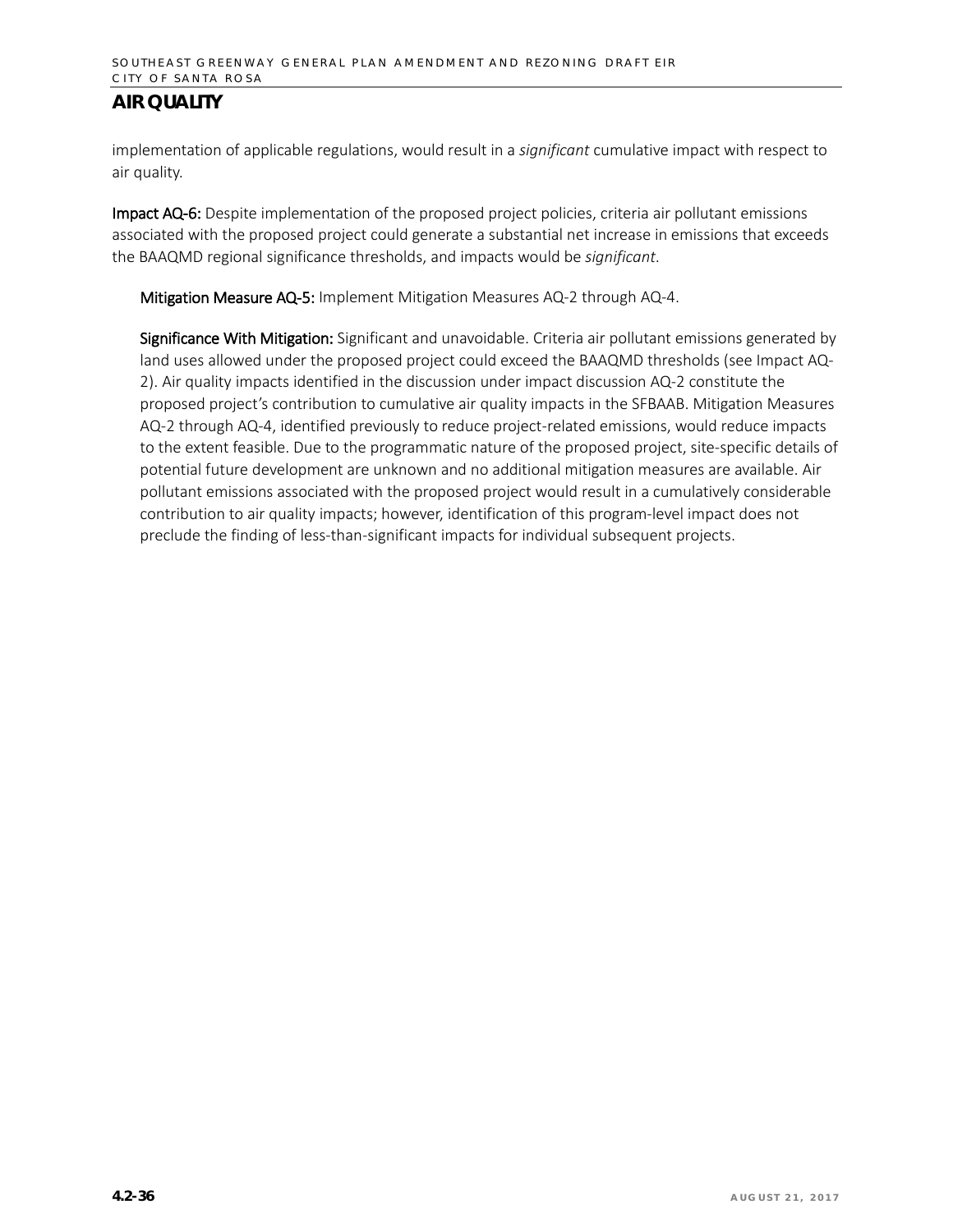implementation of applicable regulations, would result in a *significant* cumulative impact with respect to air quality.

**Impact AQ-6:** Despite implementation of the proposed project policies, criteria air pollutant emissions associated with the proposed project could generate a substantial net increase in emissions that exceeds the BAAQMD regional significance thresholds, and impacts would be *significant*.

**Mitigation Measure AQ-5:** Implement Mitigation Measures AQ-2 through AQ-4.

**Significance With Mitigation:** Significant and unavoidable. Criteria air pollutant emissions generated by land uses allowed under the proposed project could exceed the BAAQMD thresholds (see Impact AQ-2). Air quality impacts identified in the discussion under impact discussion AQ-2 constitute the proposed project's contribution to cumulative air quality impacts in the SFBAAB. Mitigation Measures AQ-2 through AQ-4, identified previously to reduce project-related emissions, would reduce impacts to the extent feasible. Due to the programmatic nature of the proposed project, site-specific details of potential future development are unknown and no additional mitigation measures are available. Air pollutant emissions associated with the proposed project would result in a cumulatively considerable contribution to air quality impacts; however, identification of this program-level impact does not preclude the finding of less-than-significant impacts for individual subsequent projects.